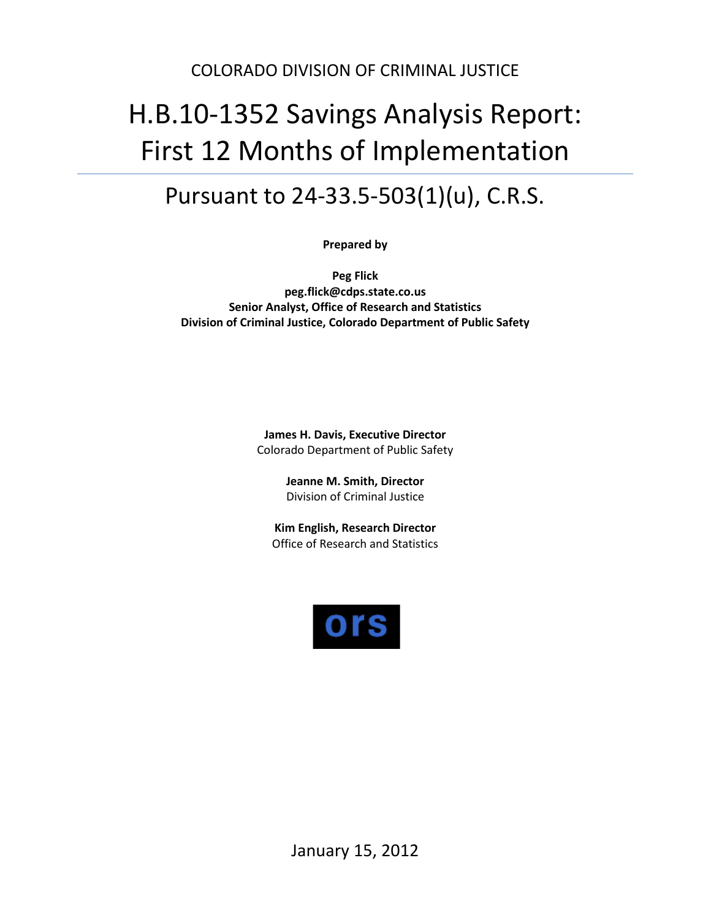COLORADO DIVISION OF CRIMINAL JUSTICE

# H.B.10-1352 Savings Analysis Report: First 12 Months of Implementation

## Pursuant to 24-33.5-503(1)(u), C.R.S.

**Prepared by**

**Peg Flick**
**peg.flick@cdps.state.co.us**
**Senior Analyst, Office of Research and Statistics**
**Division of Criminal Justice, Colorado Department of Public Safety**

**James H. Davis, Executive Director**
Colorado Department of Public Safety

**Jeanne M. Smith, Director**
Division of Criminal Justice

**Kim English, Research Director**
Office of Research and Statistics

ors

January 15, 2012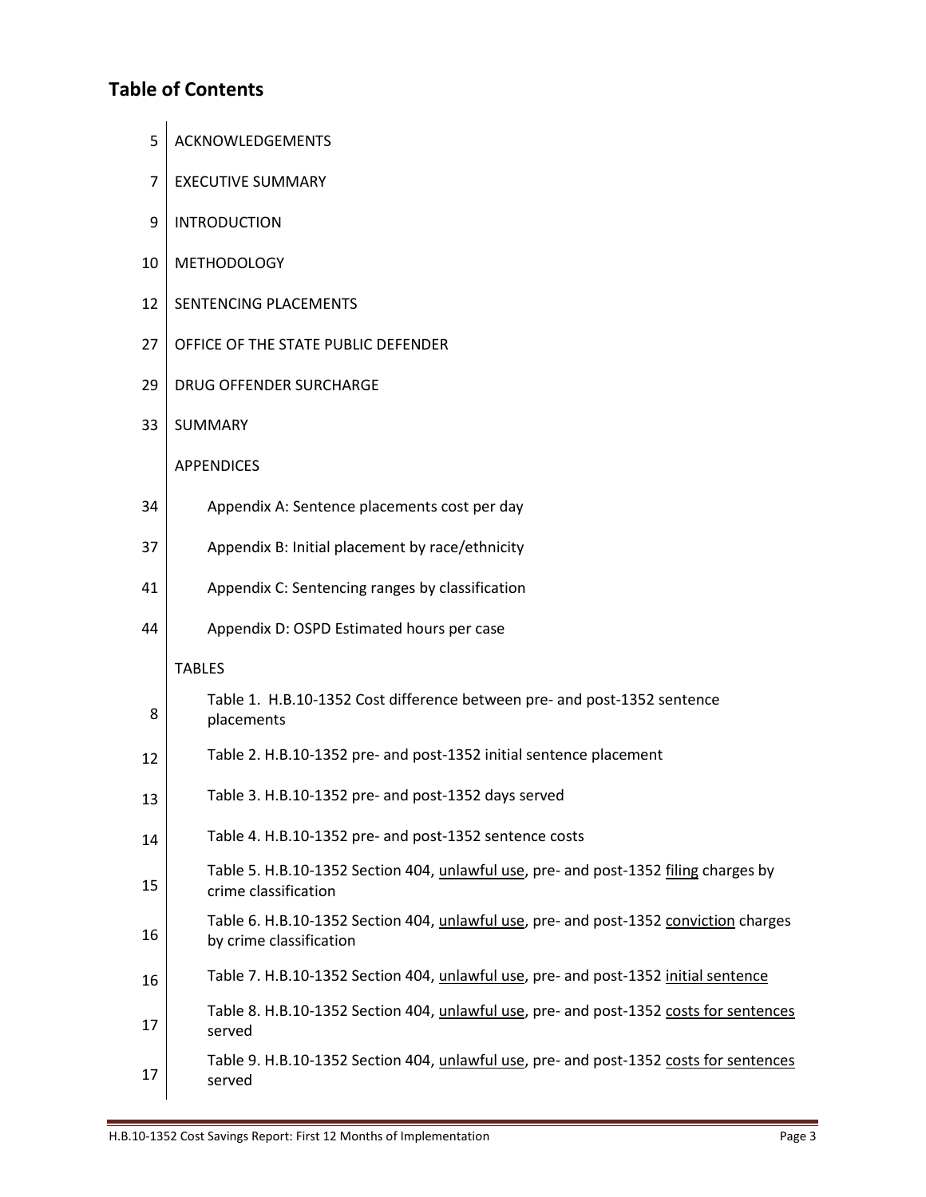## Table of Contents

| Page | Section |
|---|---|
| 5 | ACKNOWLEDGEMENTS |
| 7 | EXECUTIVE SUMMARY |
| 9 | INTRODUCTION |
| 10 | METHODOLOGY |
| 12 | SENTENCING PLACEMENTS |
| 27 | OFFICE OF THE STATE PUBLIC DEFENDER |
| 29 | DRUG OFFENDER SURCHARGE |
| 33 | SUMMARY |
| | APPENDICES |
| 34 | Appendix A: Sentence placements cost per day |
| 37 | Appendix B: Initial placement by race/ethnicity |
| 41 | Appendix C: Sentencing ranges by classification |
| 44 | Appendix D: OSPD Estimated hours per case |
| | TABLES |
| 8 | Table 1. H.B.10-1352 Cost difference between pre- and post-1352 sentence placements |
| 12 | Table 2. H.B.10-1352 pre- and post-1352 initial sentence placement |
| 13 | Table 3. H.B.10-1352 pre- and post-1352 days served |
| 14 | Table 4. H.B.10-1352 pre- and post-1352 sentence costs |
| 15 | Table 5. H.B.10-1352 Section 404, <u>unlawful use</u>, pre- and post-1352 <u>filing</u> charges by crime classification |
| 16 | Table 6. H.B.10-1352 Section 404, <u>unlawful use</u>, pre- and post-1352 <u>conviction</u> charges by crime classification |
| 16 | Table 7. H.B.10-1352 Section 404, <u>unlawful use</u>, pre- and post-1352 <u>initial sentence</u> |
| 17 | Table 8. H.B.10-1352 Section 404, <u>unlawful use</u>, pre- and post-1352 <u>costs for sentences</u> served |
| 17 | Table 9. H.B.10-1352 Section 404, <u>unlawful use</u>, pre- and post-1352 <u>costs for sentences</u> served |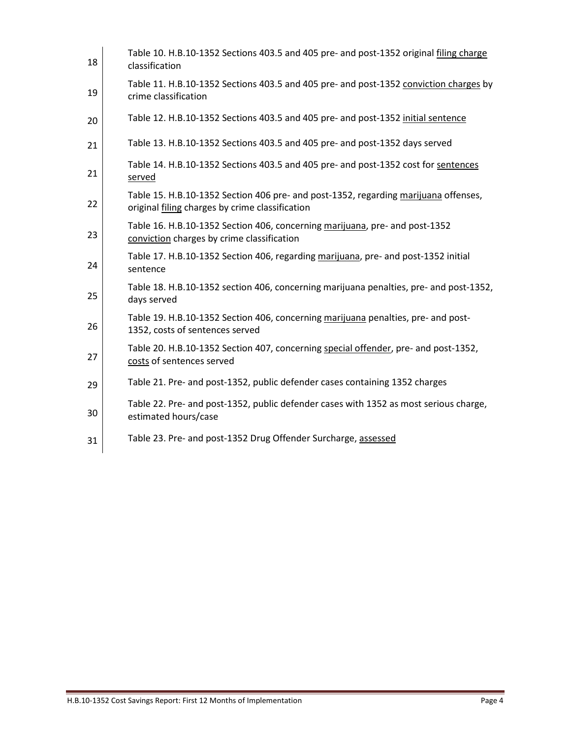| Page | Table |
|---|---|
| 18 | Table 10. H.B.10-1352 Sections 403.5 and 405 pre- and post-1352 original filing charge classification |
| 19 | Table 11. H.B.10-1352 Sections 403.5 and 405 pre- and post-1352 conviction charges by crime classification |
| 20 | Table 12. H.B.10-1352 Sections 403.5 and 405 pre- and post-1352 initial sentence |
| 21 | Table 13. H.B.10-1352 Sections 403.5 and 405 pre- and post-1352 days served |
| 21 | Table 14. H.B.10-1352 Sections 403.5 and 405 pre- and post-1352 cost for sentences served |
| 22 | Table 15. H.B.10-1352 Section 406 pre- and post-1352, regarding marijuana offenses, original filing charges by crime classification |
| 23 | Table 16. H.B.10-1352 Section 406, concerning marijuana, pre- and post-1352 conviction charges by crime classification |
| 24 | Table 17. H.B.10-1352 Section 406, regarding marijuana, pre- and post-1352 initial sentence |
| 25 | Table 18. H.B.10-1352 section 406, concerning marijuana penalties, pre- and post-1352, days served |
| 26 | Table 19. H.B.10-1352 Section 406, concerning marijuana penalties, pre- and post-1352, costs of sentences served |
| 27 | Table 20. H.B.10-1352 Section 407, concerning special offender, pre- and post-1352, costs of sentences served |
| 29 | Table 21. Pre- and post-1352, public defender cases containing 1352 charges |
| 30 | Table 22. Pre- and post-1352, public defender cases with 1352 as most serious charge, estimated hours/case |
| 31 | Table 23. Pre- and post-1352 Drug Offender Surcharge, assessed |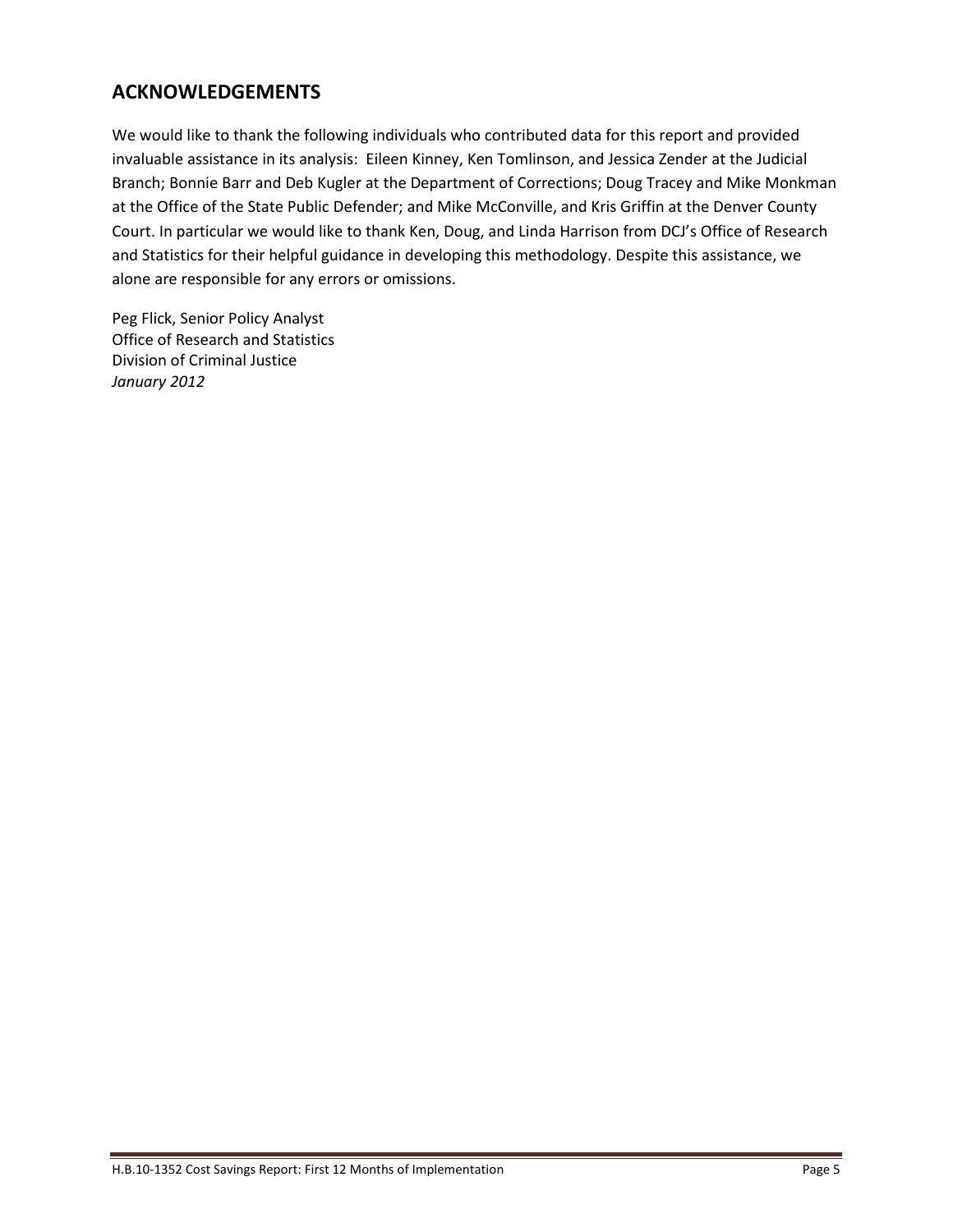## ACKNOWLEDGEMENTS

We would like to thank the following individuals who contributed data for this report and provided invaluable assistance in its analysis: Eileen Kinney, Ken Tomlinson, and Jessica Zender at the Judicial Branch; Bonnie Barr and Deb Kugler at the Department of Corrections; Doug Tracey and Mike Monkman at the Office of the State Public Defender; and Mike McConville, and Kris Griffin at the Denver County Court. In particular we would like to thank Ken, Doug, and Linda Harrison from DCJ's Office of Research and Statistics for their helpful guidance in developing this methodology. Despite this assistance, we alone are responsible for any errors or omissions.

Peg Flick, Senior Policy Analyst
Office of Research and Statistics
Division of Criminal Justice
*January 2012*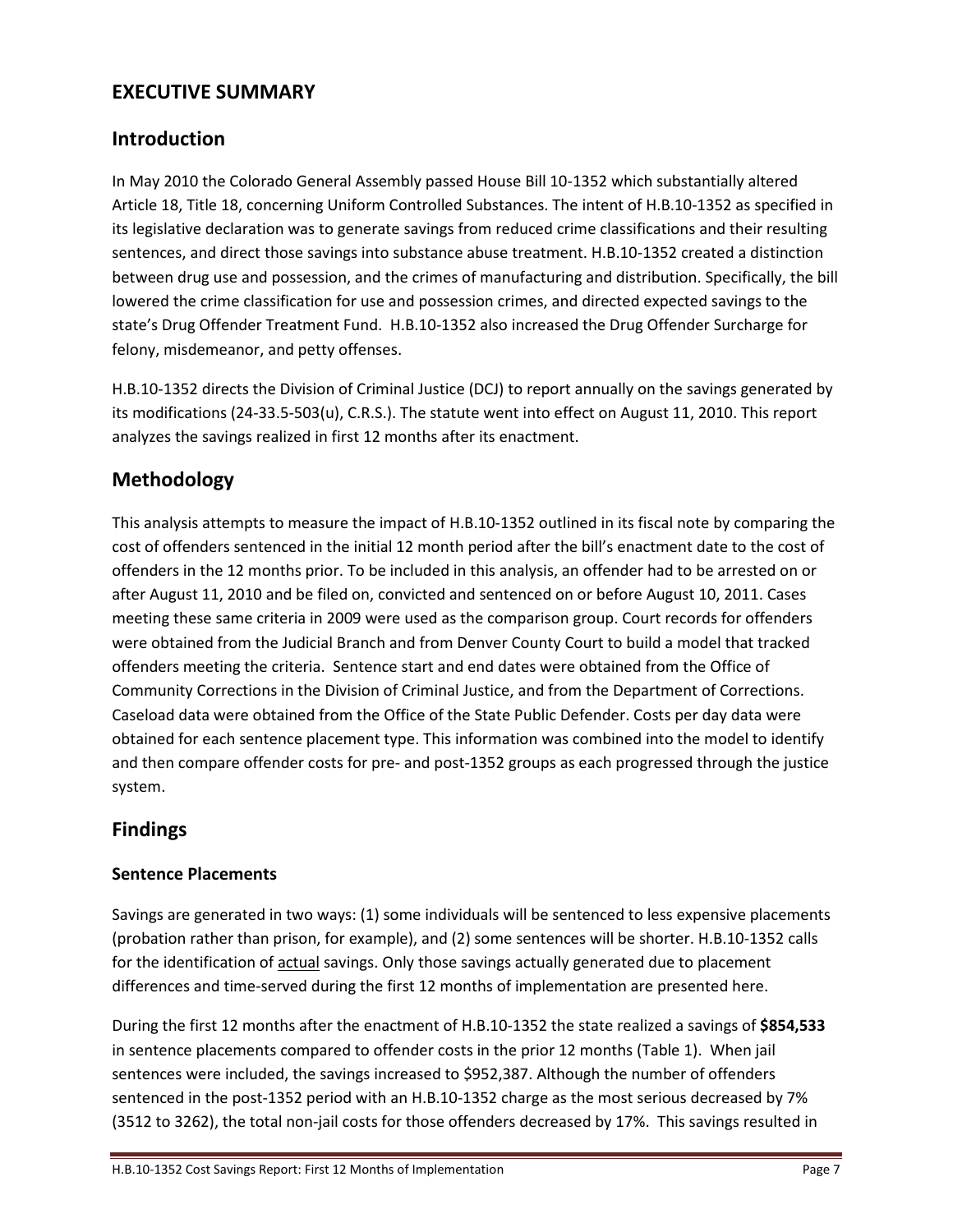# EXECUTIVE SUMMARY

## Introduction

In May 2010 the Colorado General Assembly passed House Bill 10-1352 which substantially altered Article 18, Title 18, concerning Uniform Controlled Substances. The intent of H.B.10-1352 as specified in its legislative declaration was to generate savings from reduced crime classifications and their resulting sentences, and direct those savings into substance abuse treatment. H.B.10-1352 created a distinction between drug use and possession, and the crimes of manufacturing and distribution. Specifically, the bill lowered the crime classification for use and possession crimes, and directed expected savings to the state's Drug Offender Treatment Fund. H.B.10-1352 also increased the Drug Offender Surcharge for felony, misdemeanor, and petty offenses.

H.B.10-1352 directs the Division of Criminal Justice (DCJ) to report annually on the savings generated by its modifications (24-33.5-503(u), C.R.S.). The statute went into effect on August 11, 2010. This report analyzes the savings realized in first 12 months after its enactment.

## Methodology

This analysis attempts to measure the impact of H.B.10-1352 outlined in its fiscal note by comparing the cost of offenders sentenced in the initial 12 month period after the bill's enactment date to the cost of offenders in the 12 months prior. To be included in this analysis, an offender had to be arrested on or after August 11, 2010 and be filed on, convicted and sentenced on or before August 10, 2011. Cases meeting these same criteria in 2009 were used as the comparison group. Court records for offenders were obtained from the Judicial Branch and from Denver County Court to build a model that tracked offenders meeting the criteria. Sentence start and end dates were obtained from the Office of Community Corrections in the Division of Criminal Justice, and from the Department of Corrections. Caseload data were obtained from the Office of the State Public Defender. Costs per day data were obtained for each sentence placement type. This information was combined into the model to identify and then compare offender costs for pre- and post-1352 groups as each progressed through the justice system.

## Findings

### Sentence Placements

Savings are generated in two ways: (1) some individuals will be sentenced to less expensive placements (probation rather than prison, for example), and (2) some sentences will be shorter. H.B.10-1352 calls for the identification of actual savings. Only those savings actually generated due to placement differences and time-served during the first 12 months of implementation are presented here.

During the first 12 months after the enactment of H.B.10-1352 the state realized a savings of **$854,533** in sentence placements compared to offender costs in the prior 12 months (Table 1). When jail sentences were included, the savings increased to $952,387. Although the number of offenders sentenced in the post-1352 period with an H.B.10-1352 charge as the most serious decreased by 7% (3512 to 3262), the total non-jail costs for those offenders decreased by 17%. This savings resulted in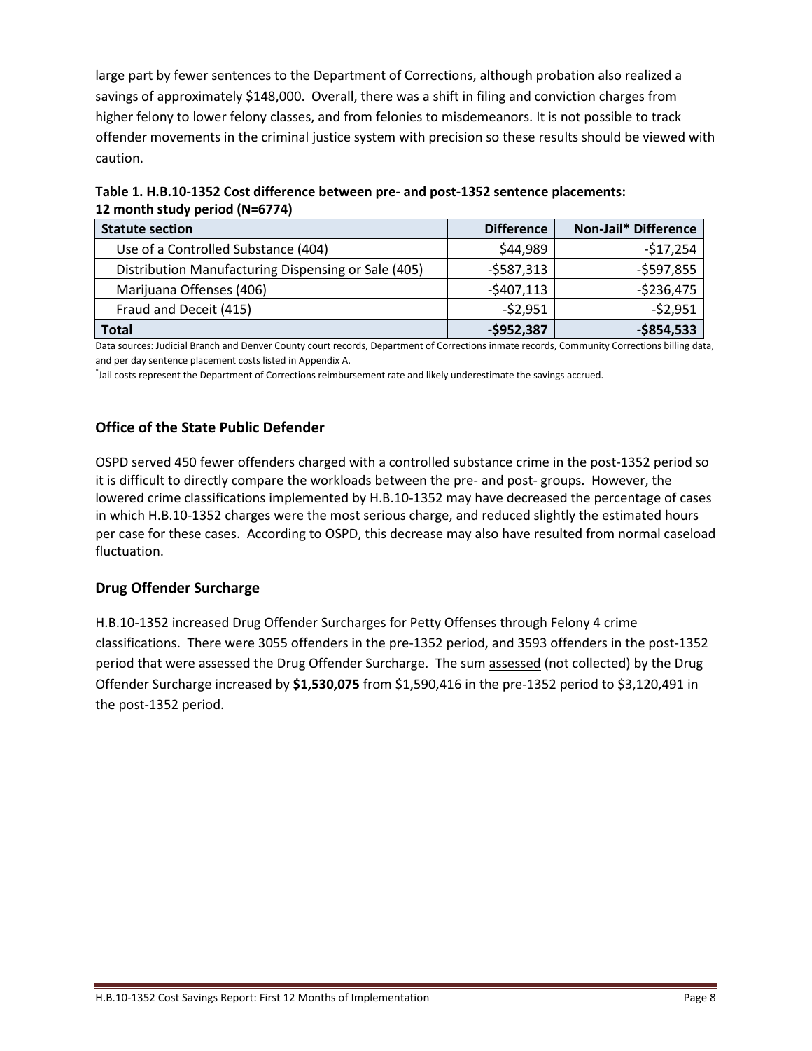large part by fewer sentences to the Department of Corrections, although probation also realized a savings of approximately $148,000. Overall, there was a shift in filing and conviction charges from higher felony to lower felony classes, and from felonies to misdemeanors. It is not possible to track offender movements in the criminal justice system with precision so these results should be viewed with caution.

**Table 1. H.B.10-1352 Cost difference between pre- and post-1352 sentence placements: 12 month study period (N=6774)**

| Statute section | Difference | Non-Jail* Difference |
|---|---:|---:|
| Use of a Controlled Substance (404) | $44,989 | -$17,254 |
| Distribution Manufacturing Dispensing or Sale (405) | -$587,313 | -$597,855 |
| Marijuana Offenses (406) | -$407,113 | -$236,475 |
| Fraud and Deceit (415) | -$2,951 | -$2,951 |
| **Total** | **-$952,387** | **-$854,533** |

Data sources: Judicial Branch and Denver County court records, Department of Corrections inmate records, Community Corrections billing data, and per day sentence placement costs listed in Appendix A.

*Jail costs represent the Department of Corrections reimbursement rate and likely underestimate the savings accrued.

## Office of the State Public Defender

OSPD served 450 fewer offenders charged with a controlled substance crime in the post-1352 period so it is difficult to directly compare the workloads between the pre- and post- groups. However, the lowered crime classifications implemented by H.B.10-1352 may have decreased the percentage of cases in which H.B.10-1352 charges were the most serious charge, and reduced slightly the estimated hours per case for these cases. According to OSPD, this decrease may also have resulted from normal caseload fluctuation.

## Drug Offender Surcharge

H.B.10-1352 increased Drug Offender Surcharges for Petty Offenses through Felony 4 crime classifications. There were 3055 offenders in the pre-1352 period, and 3593 offenders in the post-1352 period that were assessed the Drug Offender Surcharge. The sum assessed (not collected) by the Drug Offender Surcharge increased by **$1,530,075** from $1,590,416 in the pre-1352 period to $3,120,491 in the post-1352 period.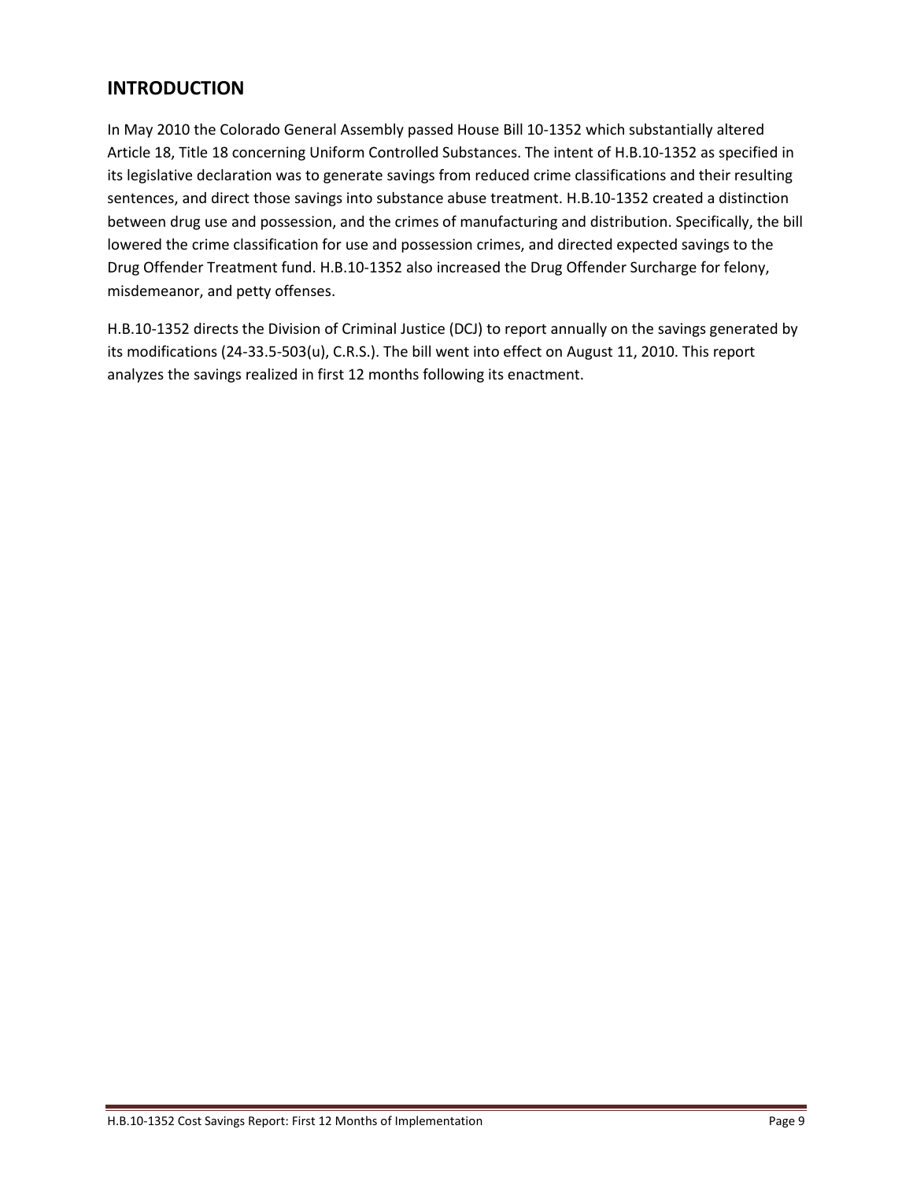## INTRODUCTION

In May 2010 the Colorado General Assembly passed House Bill 10-1352 which substantially altered Article 18, Title 18 concerning Uniform Controlled Substances. The intent of H.B.10-1352 as specified in its legislative declaration was to generate savings from reduced crime classifications and their resulting sentences, and direct those savings into substance abuse treatment. H.B.10-1352 created a distinction between drug use and possession, and the crimes of manufacturing and distribution. Specifically, the bill lowered the crime classification for use and possession crimes, and directed expected savings to the Drug Offender Treatment fund. H.B.10-1352 also increased the Drug Offender Surcharge for felony, misdemeanor, and petty offenses.

H.B.10-1352 directs the Division of Criminal Justice (DCJ) to report annually on the savings generated by its modifications (24-33.5-503(u), C.R.S.). The bill went into effect on August 11, 2010. This report analyzes the savings realized in first 12 months following its enactment.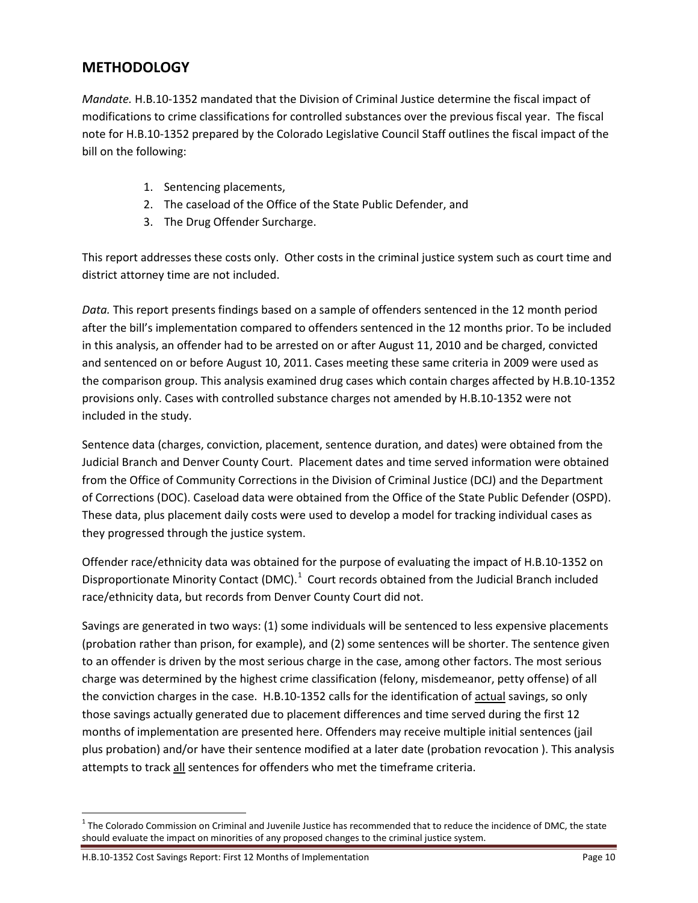## METHODOLOGY

*Mandate.* H.B.10-1352 mandated that the Division of Criminal Justice determine the fiscal impact of modifications to crime classifications for controlled substances over the previous fiscal year. The fiscal note for H.B.10-1352 prepared by the Colorado Legislative Council Staff outlines the fiscal impact of the bill on the following:

1. Sentencing placements,
2. The caseload of the Office of the State Public Defender, and
3. The Drug Offender Surcharge.

This report addresses these costs only. Other costs in the criminal justice system such as court time and district attorney time are not included.

*Data.* This report presents findings based on a sample of offenders sentenced in the 12 month period after the bill's implementation compared to offenders sentenced in the 12 months prior. To be included in this analysis, an offender had to be arrested on or after August 11, 2010 and be charged, convicted and sentenced on or before August 10, 2011. Cases meeting these same criteria in 2009 were used as the comparison group. This analysis examined drug cases which contain charges affected by H.B.10-1352 provisions only. Cases with controlled substance charges not amended by H.B.10-1352 were not included in the study.

Sentence data (charges, conviction, placement, sentence duration, and dates) were obtained from the Judicial Branch and Denver County Court. Placement dates and time served information were obtained from the Office of Community Corrections in the Division of Criminal Justice (DCJ) and the Department of Corrections (DOC). Caseload data were obtained from the Office of the State Public Defender (OSPD). These data, plus placement daily costs were used to develop a model for tracking individual cases as they progressed through the justice system.

Offender race/ethnicity data was obtained for the purpose of evaluating the impact of H.B.10-1352 on Disproportionate Minority Contact (DMC).[1] Court records obtained from the Judicial Branch included race/ethnicity data, but records from Denver County Court did not.

Savings are generated in two ways: (1) some individuals will be sentenced to less expensive placements (probation rather than prison, for example), and (2) some sentences will be shorter. The sentence given to an offender is driven by the most serious charge in the case, among other factors. The most serious charge was determined by the highest crime classification (felony, misdemeanor, petty offense) of all the conviction charges in the case. H.B.10-1352 calls for the identification of <u>actual</u> savings, so only those savings actually generated due to placement differences and time served during the first 12 months of implementation are presented here. Offenders may receive multiple initial sentences (jail plus probation) and/or have their sentence modified at a later date (probation revocation ). This analysis attempts to track <u>all</u> sentences for offenders who met the timeframe criteria.

[1] The Colorado Commission on Criminal and Juvenile Justice has recommended that to reduce the incidence of DMC, the state should evaluate the impact on minorities of any proposed changes to the criminal justice system.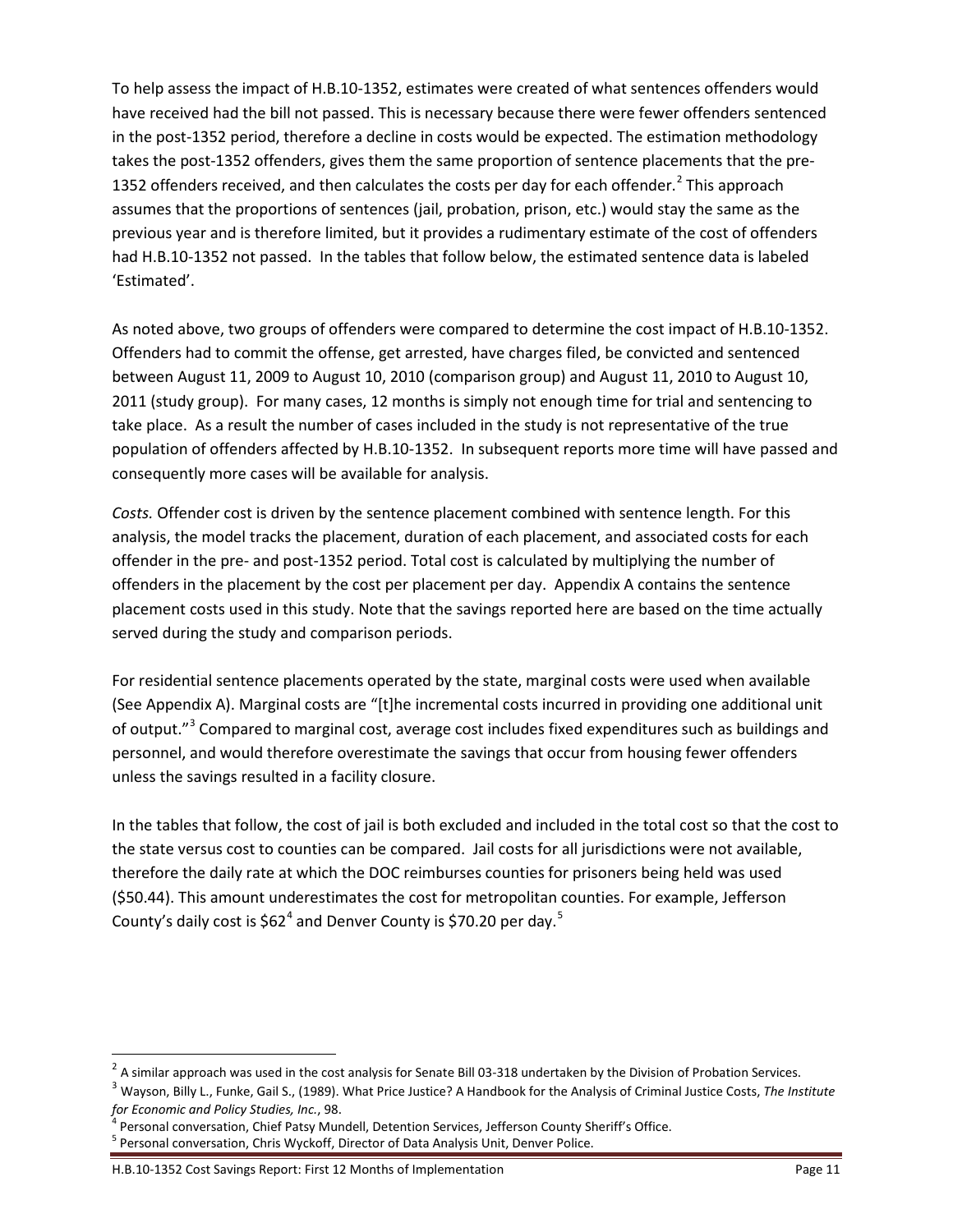To help assess the impact of H.B.10-1352, estimates were created of what sentences offenders would have received had the bill not passed. This is necessary because there were fewer offenders sentenced in the post-1352 period, therefore a decline in costs would be expected. The estimation methodology takes the post-1352 offenders, gives them the same proportion of sentence placements that the pre-1352 offenders received, and then calculates the costs per day for each offender.[2] This approach assumes that the proportions of sentences (jail, probation, prison, etc.) would stay the same as the previous year and is therefore limited, but it provides a rudimentary estimate of the cost of offenders had H.B.10-1352 not passed. In the tables that follow below, the estimated sentence data is labeled 'Estimated'.

As noted above, two groups of offenders were compared to determine the cost impact of H.B.10-1352. Offenders had to commit the offense, get arrested, have charges filed, be convicted and sentenced between August 11, 2009 to August 10, 2010 (comparison group) and August 11, 2010 to August 10, 2011 (study group). For many cases, 12 months is simply not enough time for trial and sentencing to take place. As a result the number of cases included in the study is not representative of the true population of offenders affected by H.B.10-1352. In subsequent reports more time will have passed and consequently more cases will be available for analysis.

*Costs.* Offender cost is driven by the sentence placement combined with sentence length. For this analysis, the model tracks the placement, duration of each placement, and associated costs for each offender in the pre- and post-1352 period. Total cost is calculated by multiplying the number of offenders in the placement by the cost per placement per day. Appendix A contains the sentence placement costs used in this study. Note that the savings reported here are based on the time actually served during the study and comparison periods.

For residential sentence placements operated by the state, marginal costs were used when available (See Appendix A). Marginal costs are "[t]he incremental costs incurred in providing one additional unit of output."[3] Compared to marginal cost, average cost includes fixed expenditures such as buildings and personnel, and would therefore overestimate the savings that occur from housing fewer offenders unless the savings resulted in a facility closure.

In the tables that follow, the cost of jail is both excluded and included in the total cost so that the cost to the state versus cost to counties can be compared. Jail costs for all jurisdictions were not available, therefore the daily rate at which the DOC reimburses counties for prisoners being held was used ($50.44). This amount underestimates the cost for metropolitan counties. For example, Jefferson County's daily cost is $62[4] and Denver County is $70.20 per day.[5]

---

[2] A similar approach was used in the cost analysis for Senate Bill 03-318 undertaken by the Division of Probation Services.

[3] Wayson, Billy L., Funke, Gail S., (1989). What Price Justice? A Handbook for the Analysis of Criminal Justice Costs, *The Institute for Economic and Policy Studies, Inc.*, 98.

[4] Personal conversation, Chief Patsy Mundell, Detention Services, Jefferson County Sheriff's Office.

[5] Personal conversation, Chris Wyckoff, Director of Data Analysis Unit, Denver Police.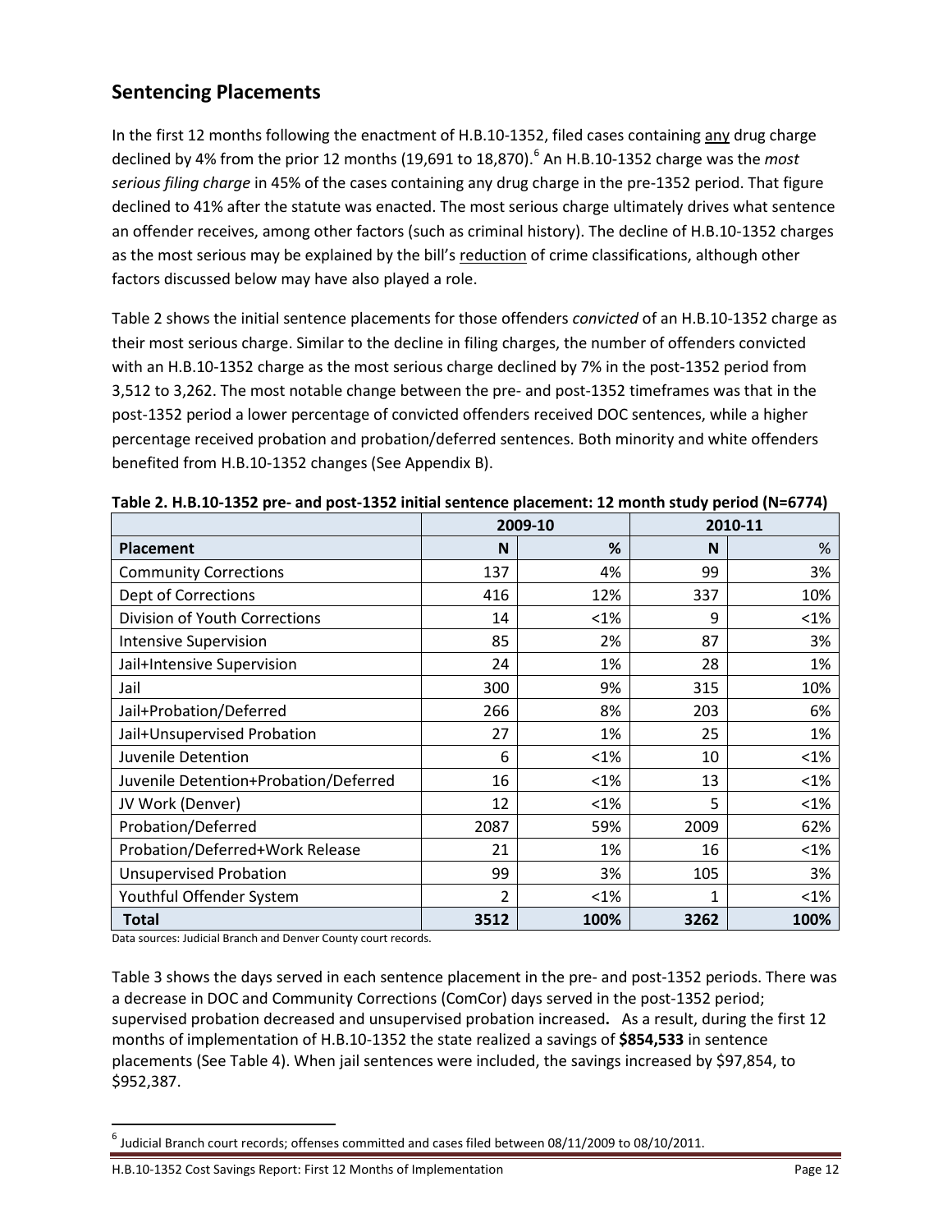## Sentencing Placements

In the first 12 months following the enactment of H.B.10-1352, filed cases containing <u>any</u> drug charge declined by 4% from the prior 12 months (19,691 to 18,870).[6] An H.B.10-1352 charge was the *most serious filing charge* in 45% of the cases containing any drug charge in the pre-1352 period. That figure declined to 41% after the statute was enacted. The most serious charge ultimately drives what sentence an offender receives, among other factors (such as criminal history). The decline of H.B.10-1352 charges as the most serious may be explained by the bill's <u>reduction</u> of crime classifications, although other factors discussed below may have also played a role.

Table 2 shows the initial sentence placements for those offenders *convicted* of an H.B.10-1352 charge as their most serious charge. Similar to the decline in filing charges, the number of offenders convicted with an H.B.10-1352 charge as the most serious charge declined by 7% in the post-1352 period from 3,512 to 3,262. The most notable change between the pre- and post-1352 timeframes was that in the post-1352 period a lower percentage of convicted offenders received DOC sentences, while a higher percentage received probation and probation/deferred sentences. Both minority and white offenders benefited from H.B.10-1352 changes (See Appendix B).

**Table 2. H.B.10-1352 pre- and post-1352 initial sentence placement: 12 month study period (N=6774)**

| | 2009-10 | | 2010-11 | |
|---|---|---|---|---|
| **Placement** | **N** | **%** | **N** | **%** |
| Community Corrections | 137 | 4% | 99 | 3% |
| Dept of Corrections | 416 | 12% | 337 | 10% |
| Division of Youth Corrections | 14 | <1% | 9 | <1% |
| Intensive Supervision | 85 | 2% | 87 | 3% |
| Jail+Intensive Supervision | 24 | 1% | 28 | 1% |
| Jail | 300 | 9% | 315 | 10% |
| Jail+Probation/Deferred | 266 | 8% | 203 | 6% |
| Jail+Unsupervised Probation | 27 | 1% | 25 | 1% |
| Juvenile Detention | 6 | <1% | 10 | <1% |
| Juvenile Detention+Probation/Deferred | 16 | <1% | 13 | <1% |
| JV Work (Denver) | 12 | <1% | 5 | <1% |
| Probation/Deferred | 2087 | 59% | 2009 | 62% |
| Probation/Deferred+Work Release | 21 | 1% | 16 | <1% |
| Unsupervised Probation | 99 | 3% | 105 | 3% |
| Youthful Offender System | 2 | <1% | 1 | <1% |
| **Total** | **3512** | **100%** | **3262** | **100%** |

Data sources: Judicial Branch and Denver County court records.

Table 3 shows the days served in each sentence placement in the pre- and post-1352 periods. There was a decrease in DOC and Community Corrections (ComCor) days served in the post-1352 period; supervised probation decreased and unsupervised probation increased**.** As a result, during the first 12 months of implementation of H.B.10-1352 the state realized a savings of **$854,533** in sentence placements (See Table 4). When jail sentences were included, the savings increased by $97,854, to $952,387.

[6] Judicial Branch court records; offenses committed and cases filed between 08/11/2009 to 08/10/2011.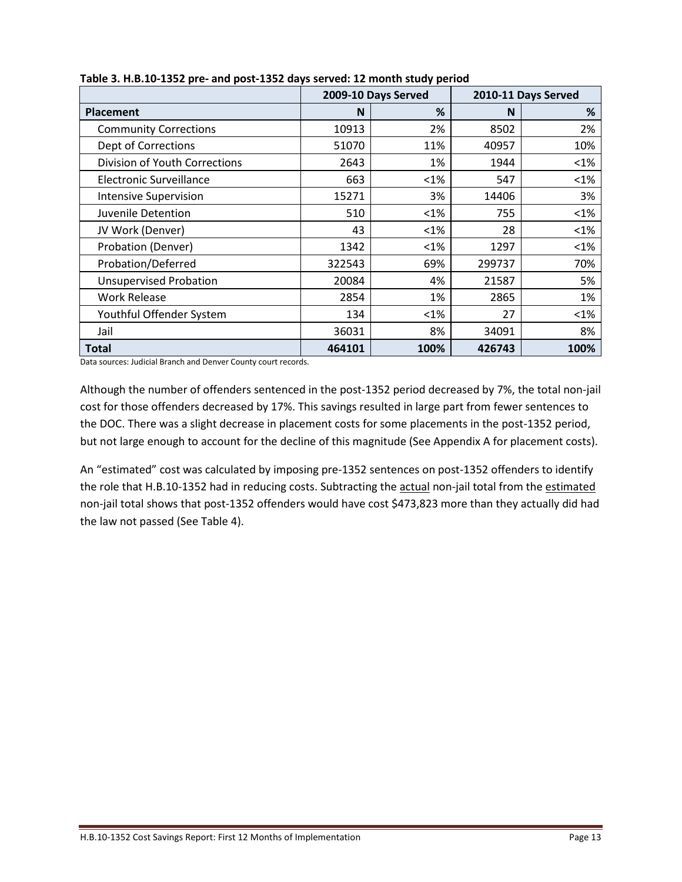**Table 3. H.B.10-1352 pre- and post-1352 days served: 12 month study period**

| | 2009-10 Days Served | | 2010-11 Days Served | |
|---|---|---|---|---|
| **Placement** | **N** | **%** | **N** | **%** |
| Community Corrections | 10913 | 2% | 8502 | 2% |
| Dept of Corrections | 51070 | 11% | 40957 | 10% |
| Division of Youth Corrections | 2643 | 1% | 1944 | <1% |
| Electronic Surveillance | 663 | <1% | 547 | <1% |
| Intensive Supervision | 15271 | 3% | 14406 | 3% |
| Juvenile Detention | 510 | <1% | 755 | <1% |
| JV Work (Denver) | 43 | <1% | 28 | <1% |
| Probation (Denver) | 1342 | <1% | 1297 | <1% |
| Probation/Deferred | 322543 | 69% | 299737 | 70% |
| Unsupervised Probation | 20084 | 4% | 21587 | 5% |
| Work Release | 2854 | 1% | 2865 | 1% |
| Youthful Offender System | 134 | <1% | 27 | <1% |
| Jail | 36031 | 8% | 34091 | 8% |
| **Total** | **464101** | **100%** | **426743** | **100%** |

Data sources: Judicial Branch and Denver County court records.

Although the number of offenders sentenced in the post-1352 period decreased by 7%, the total non-jail cost for those offenders decreased by 17%. This savings resulted in large part from fewer sentences to the DOC. There was a slight decrease in placement costs for some placements in the post-1352 period, but not large enough to account for the decline of this magnitude (See Appendix A for placement costs).

An "estimated" cost was calculated by imposing pre-1352 sentences on post-1352 offenders to identify the role that H.B.10-1352 had in reducing costs. Subtracting the actual non-jail total from the estimated non-jail total shows that post-1352 offenders would have cost $473,823 more than they actually did had the law not passed (See Table 4).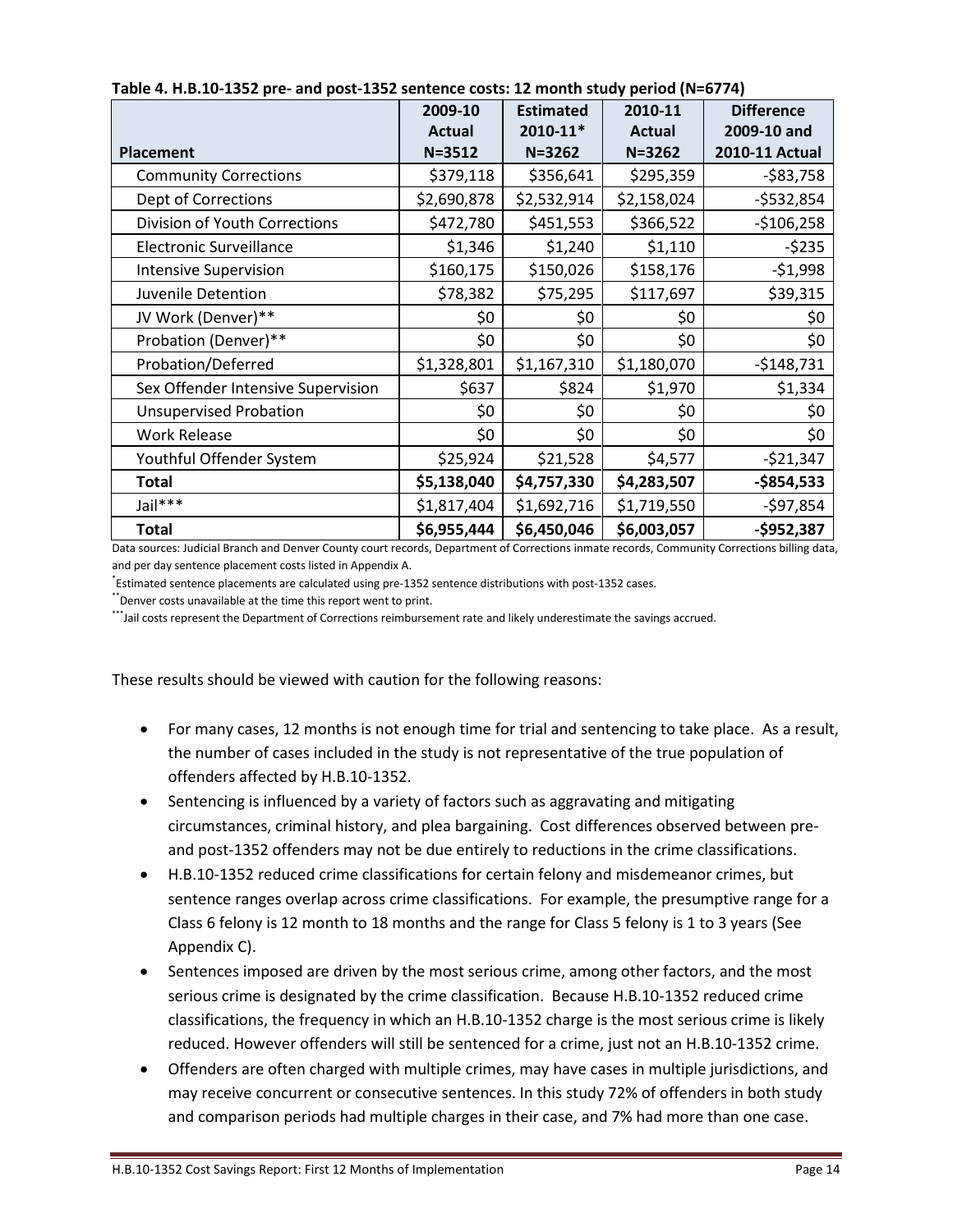**Table 4. H.B.10-1352 pre- and post-1352 sentence costs: 12 month study period (N=6774)**

| Placement | 2009-10 Actual N=3512 | Estimated 2010-11* N=3262 | 2010-11 Actual N=3262 | Difference 2009-10 and 2010-11 Actual |
|---|---|---|---|---|
| Community Corrections | $379,118 | $356,641 | $295,359 | -$83,758 |
| Dept of Corrections | $2,690,878 | $2,532,914 | $2,158,024 | -$532,854 |
| Division of Youth Corrections | $472,780 | $451,553 | $366,522 | -$106,258 |
| Electronic Surveillance | $1,346 | $1,240 | $1,110 | -$235 |
| Intensive Supervision | $160,175 | $150,026 | $158,176 | -$1,998 |
| Juvenile Detention | $78,382 | $75,295 | $117,697 | $39,315 |
| JV Work (Denver)** | $0 | $0 | $0 | $0 |
| Probation (Denver)** | $0 | $0 | $0 | $0 |
| Probation/Deferred | $1,328,801 | $1,167,310 | $1,180,070 | -$148,731 |
| Sex Offender Intensive Supervision | $637 | $824 | $1,970 | $1,334 |
| Unsupervised Probation | $0 | $0 | $0 | $0 |
| Work Release | $0 | $0 | $0 | $0 |
| Youthful Offender System | $25,924 | $21,528 | $4,577 | -$21,347 |
| **Total** | **$5,138,040** | **$4,757,330** | **$4,283,507** | **-$854,533** |
| Jail*** | $1,817,404 | $1,692,716 | $1,719,550 | -$97,854 |
| **Total** | **$6,955,444** | **$6,450,046** | **$6,003,057** | **-$952,387** |

Data sources: Judicial Branch and Denver County court records, Department of Corrections inmate records, Community Corrections billing data, and per day sentence placement costs listed in Appendix A.

*Estimated sentence placements are calculated using pre-1352 sentence distributions with post-1352 cases.

**Denver costs unavailable at the time this report went to print.

***Jail costs represent the Department of Corrections reimbursement rate and likely underestimate the savings accrued.

These results should be viewed with caution for the following reasons:

- For many cases, 12 months is not enough time for trial and sentencing to take place. As a result, the number of cases included in the study is not representative of the true population of offenders affected by H.B.10-1352.
- Sentencing is influenced by a variety of factors such as aggravating and mitigating circumstances, criminal history, and plea bargaining. Cost differences observed between pre- and post-1352 offenders may not be due entirely to reductions in the crime classifications.
- H.B.10-1352 reduced crime classifications for certain felony and misdemeanor crimes, but sentence ranges overlap across crime classifications. For example, the presumptive range for a Class 6 felony is 12 month to 18 months and the range for Class 5 felony is 1 to 3 years (See Appendix C).
- Sentences imposed are driven by the most serious crime, among other factors, and the most serious crime is designated by the crime classification. Because H.B.10-1352 reduced crime classifications, the frequency in which an H.B.10-1352 charge is the most serious crime is likely reduced. However offenders will still be sentenced for a crime, just not an H.B.10-1352 crime.
- Offenders are often charged with multiple crimes, may have cases in multiple jurisdictions, and may receive concurrent or consecutive sentences. In this study 72% of offenders in both study and comparison periods had multiple charges in their case, and 7% had more than one case.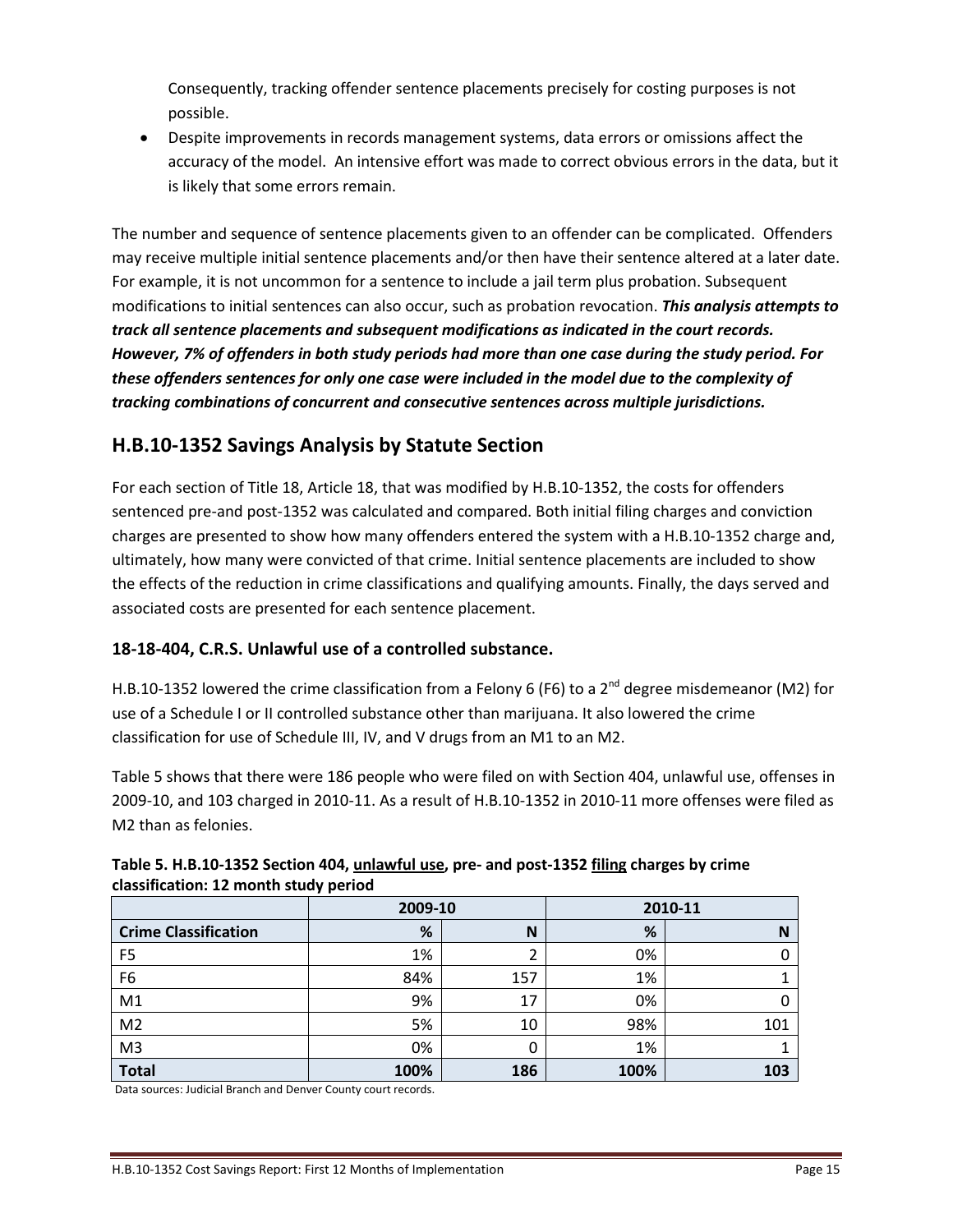Consequently, tracking offender sentence placements precisely for costing purposes is not possible.

- Despite improvements in records management systems, data errors or omissions affect the accuracy of the model. An intensive effort was made to correct obvious errors in the data, but it is likely that some errors remain.

The number and sequence of sentence placements given to an offender can be complicated. Offenders may receive multiple initial sentence placements and/or then have their sentence altered at a later date. For example, it is not uncommon for a sentence to include a jail term plus probation. Subsequent modifications to initial sentences can also occur, such as probation revocation. ***This analysis attempts to track all sentence placements and subsequent modifications as indicated in the court records. However, 7% of offenders in both study periods had more than one case during the study period. For these offenders sentences for only one case were included in the model due to the complexity of tracking combinations of concurrent and consecutive sentences across multiple jurisdictions.***

## H.B.10-1352 Savings Analysis by Statute Section

For each section of Title 18, Article 18, that was modified by H.B.10-1352, the costs for offenders sentenced pre-and post-1352 was calculated and compared. Both initial filing charges and conviction charges are presented to show how many offenders entered the system with a H.B.10-1352 charge and, ultimately, how many were convicted of that crime. Initial sentence placements are included to show the effects of the reduction in crime classifications and qualifying amounts. Finally, the days served and associated costs are presented for each sentence placement.

### 18-18-404, C.R.S. Unlawful use of a controlled substance.

H.B.10-1352 lowered the crime classification from a Felony 6 (F6) to a 2nd degree misdemeanor (M2) for use of a Schedule I or II controlled substance other than marijuana. It also lowered the crime classification for use of Schedule III, IV, and V drugs from an M1 to an M2.

Table 5 shows that there were 186 people who were filed on with Section 404, unlawful use, offenses in 2009-10, and 103 charged in 2010-11. As a result of H.B.10-1352 in 2010-11 more offenses were filed as M2 than as felonies.

**Table 5. H.B.10-1352 Section 404, unlawful use, pre- and post-1352 filing charges by crime classification: 12 month study period**

| | 2009-10 | | 2010-11 | |
|---|---|---|---|---|
| **Crime Classification** | **%** | **N** | **%** | **N** |
| F5 | 1% | 2 | 0% | 0 |
| F6 | 84% | 157 | 1% | 1 |
| M1 | 9% | 17 | 0% | 0 |
| M2 | 5% | 10 | 98% | 101 |
| M3 | 0% | 0 | 1% | 1 |
| **Total** | **100%** | **186** | **100%** | **103** |

Data sources: Judicial Branch and Denver County court records.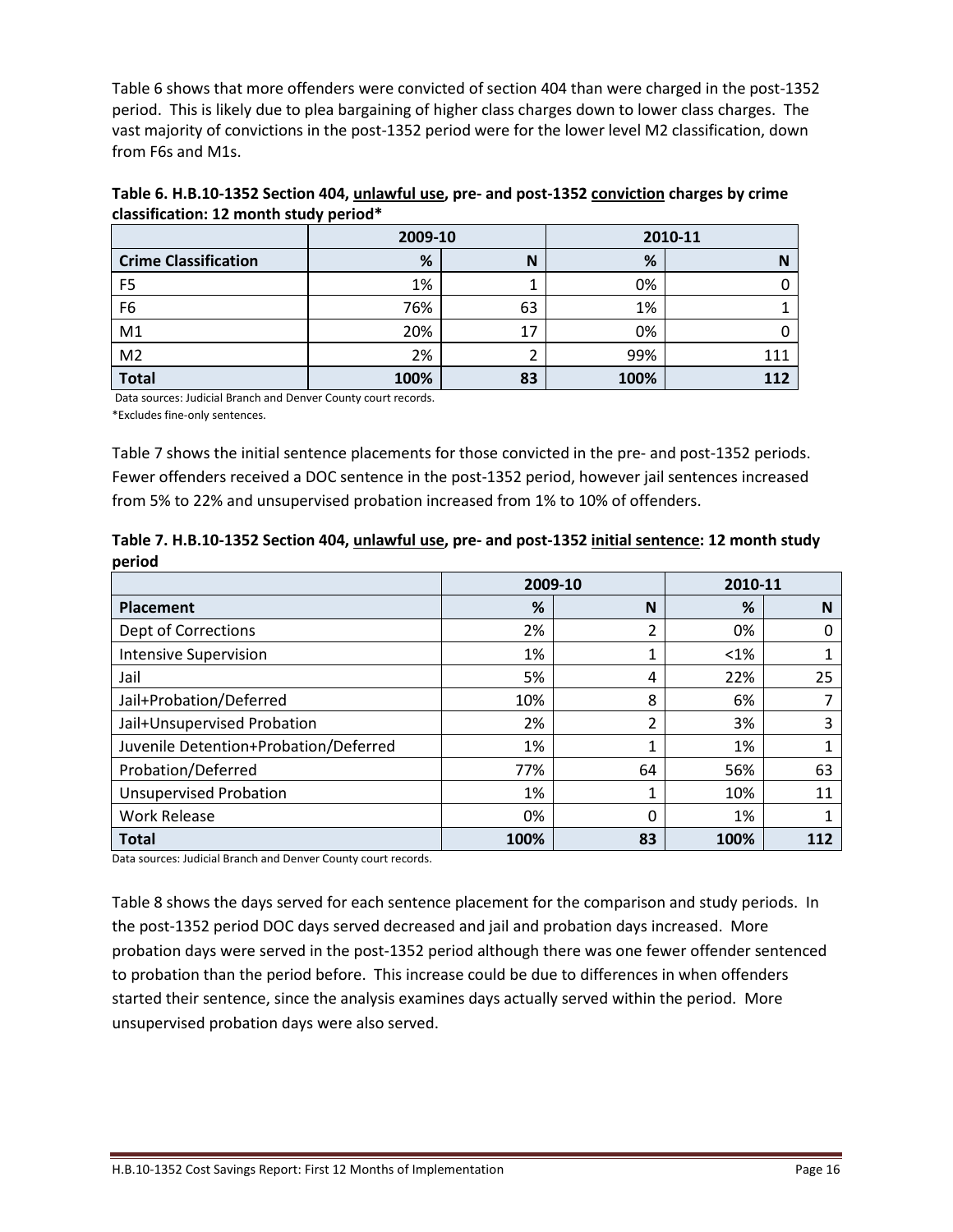Table 6 shows that more offenders were convicted of section 404 than were charged in the post-1352 period. This is likely due to plea bargaining of higher class charges down to lower class charges. The vast majority of convictions in the post-1352 period were for the lower level M2 classification, down from F6s and M1s.

**Table 6. H.B.10-1352 Section 404, unlawful use, pre- and post-1352 conviction charges by crime classification: 12 month study period***

| | 2009-10 | | 2010-11 | |
|---|---|---|---|---|
| **Crime Classification** | **%** | **N** | **%** | **N** |
| F5 | 1% | 1 | 0% | 0 |
| F6 | 76% | 63 | 1% | 1 |
| M1 | 20% | 17 | 0% | 0 |
| M2 | 2% | 2 | 99% | 111 |
| **Total** | **100%** | **83** | **100%** | **112** |

Data sources: Judicial Branch and Denver County court records.
*Excludes fine-only sentences.

Table 7 shows the initial sentence placements for those convicted in the pre- and post-1352 periods. Fewer offenders received a DOC sentence in the post-1352 period, however jail sentences increased from 5% to 22% and unsupervised probation increased from 1% to 10% of offenders.

**Table 7. H.B.10-1352 Section 404, unlawful use, pre- and post-1352 initial sentence: 12 month study period**

| | 2009-10 | | 2010-11 | |
|---|---|---|---|---|
| **Placement** | **%** | **N** | **%** | **N** |
| Dept of Corrections | 2% | 2 | 0% | 0 |
| Intensive Supervision | 1% | 1 | <1% | 1 |
| Jail | 5% | 4 | 22% | 25 |
| Jail+Probation/Deferred | 10% | 8 | 6% | 7 |
| Jail+Unsupervised Probation | 2% | 2 | 3% | 3 |
| Juvenile Detention+Probation/Deferred | 1% | 1 | 1% | 1 |
| Probation/Deferred | 77% | 64 | 56% | 63 |
| Unsupervised Probation | 1% | 1 | 10% | 11 |
| Work Release | 0% | 0 | 1% | 1 |
| **Total** | **100%** | **83** | **100%** | **112** |

Data sources: Judicial Branch and Denver County court records.

Table 8 shows the days served for each sentence placement for the comparison and study periods. In the post-1352 period DOC days served decreased and jail and probation days increased. More probation days were served in the post-1352 period although there was one fewer offender sentenced to probation than the period before. This increase could be due to differences in when offenders started their sentence, since the analysis examines days actually served within the period. More unsupervised probation days were also served.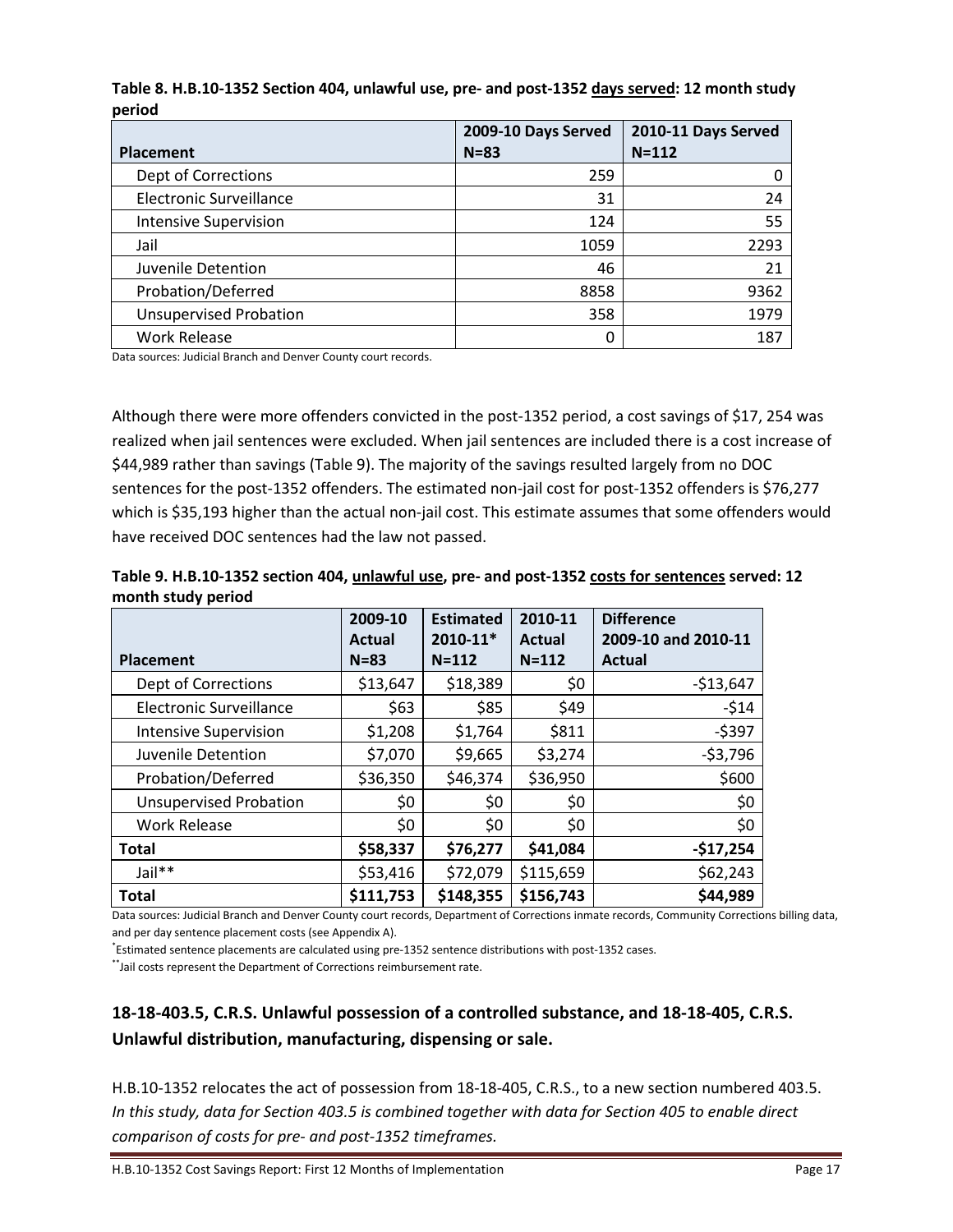**Table 8. H.B.10-1352 Section 404, unlawful use, pre- and post-1352 <u>days served</u>: 12 month study period**

| Placement | 2009-10 Days Served N=83 | 2010-11 Days Served N=112 |
|---|---:|---:|
| Dept of Corrections | 259 | 0 |
| Electronic Surveillance | 31 | 24 |
| Intensive Supervision | 124 | 55 |
| Jail | 1059 | 2293 |
| Juvenile Detention | 46 | 21 |
| Probation/Deferred | 8858 | 9362 |
| Unsupervised Probation | 358 | 1979 |
| Work Release | 0 | 187 |

Data sources: Judicial Branch and Denver County court records.

Although there were more offenders convicted in the post-1352 period, a cost savings of $17, 254 was realized when jail sentences were excluded. When jail sentences are included there is a cost increase of $44,989 rather than savings (Table 9). The majority of the savings resulted largely from no DOC sentences for the post-1352 offenders. The estimated non-jail cost for post-1352 offenders is $76,277 which is $35,193 higher than the actual non-jail cost. This estimate assumes that some offenders would have received DOC sentences had the law not passed.

**Table 9. H.B.10-1352 section 404, <u>unlawful use</u>, pre- and post-1352 <u>costs for sentences</u> served: 12 month study period**

| Placement | 2009-10 Actual N=83 | Estimated 2010-11* N=112 | 2010-11 Actual N=112 | Difference 2009-10 and 2010-11 Actual |
|---|---:|---:|---:|---:|
| Dept of Corrections | $13,647 | $18,389 | $0 | -$13,647 |
| Electronic Surveillance | $63 | $85 | $49 | -$14 |
| Intensive Supervision | $1,208 | $1,764 | $811 | -$397 |
| Juvenile Detention | $7,070 | $9,665 | $3,274 | -$3,796 |
| Probation/Deferred | $36,350 | $46,374 | $36,950 | $600 |
| Unsupervised Probation | $0 | $0 | $0 | $0 |
| Work Release | $0 | $0 | $0 | $0 |
| **Total** | **$58,337** | **$76,277** | **$41,084** | **-$17,254** |
| Jail** | $53,416 | $72,079 | $115,659 | $62,243 |
| **Total** | **$111,753** | **$148,355** | **$156,743** | **$44,989** |

Data sources: Judicial Branch and Denver County court records, Department of Corrections inmate records, Community Corrections billing data, and per day sentence placement costs (see Appendix A).

*Estimated sentence placements are calculated using pre-1352 sentence distributions with post-1352 cases.

**Jail costs represent the Department of Corrections reimbursement rate.

## 18-18-403.5, C.R.S. Unlawful possession of a controlled substance, and 18-18-405, C.R.S. Unlawful distribution, manufacturing, dispensing or sale.

H.B.10-1352 relocates the act of possession from 18-18-405, C.R.S., to a new section numbered 403.5. *In this study, data for Section 403.5 is combined together with data for Section 405 to enable direct comparison of costs for pre- and post-1352 timeframes.*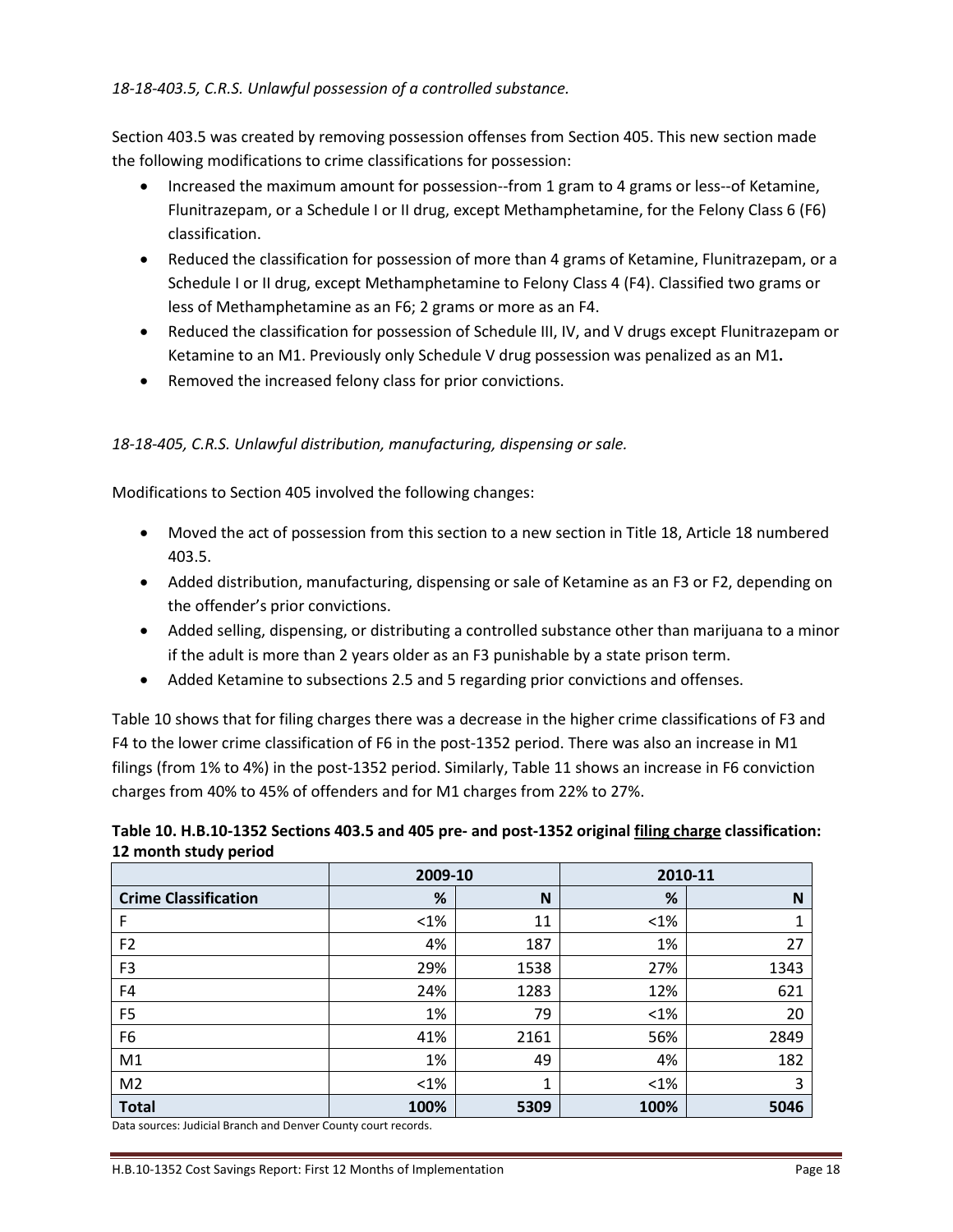*18-18-403.5, C.R.S. Unlawful possession of a controlled substance.*

Section 403.5 was created by removing possession offenses from Section 405. This new section made the following modifications to crime classifications for possession:

- Increased the maximum amount for possession--from 1 gram to 4 grams or less--of Ketamine, Flunitrazepam, or a Schedule I or II drug, except Methamphetamine, for the Felony Class 6 (F6) classification.
- Reduced the classification for possession of more than 4 grams of Ketamine, Flunitrazepam, or a Schedule I or II drug, except Methamphetamine to Felony Class 4 (F4). Classified two grams or less of Methamphetamine as an F6; 2 grams or more as an F4.
- Reduced the classification for possession of Schedule III, IV, and V drugs except Flunitrazepam or Ketamine to an M1. Previously only Schedule V drug possession was penalized as an M1**.**
- Removed the increased felony class for prior convictions.

*18-18-405, C.R.S. Unlawful distribution, manufacturing, dispensing or sale.*

Modifications to Section 405 involved the following changes:

- Moved the act of possession from this section to a new section in Title 18, Article 18 numbered 403.5.
- Added distribution, manufacturing, dispensing or sale of Ketamine as an F3 or F2, depending on the offender's prior convictions.
- Added selling, dispensing, or distributing a controlled substance other than marijuana to a minor if the adult is more than 2 years older as an F3 punishable by a state prison term.
- Added Ketamine to subsections 2.5 and 5 regarding prior convictions and offenses.

Table 10 shows that for filing charges there was a decrease in the higher crime classifications of F3 and F4 to the lower crime classification of F6 in the post-1352 period. There was also an increase in M1 filings (from 1% to 4%) in the post-1352 period. Similarly, Table 11 shows an increase in F6 conviction charges from 40% to 45% of offenders and for M1 charges from 22% to 27%.

**Table 10. H.B.10-1352 Sections 403.5 and 405 pre- and post-1352 original filing charge classification: 12 month study period**

| | 2009-10 | | 2010-11 | |
|---|---|---|---|---|
| **Crime Classification** | **%** | **N** | **%** | **N** |
| F | <1% | 11 | <1% | 1 |
| F2 | 4% | 187 | 1% | 27 |
| F3 | 29% | 1538 | 27% | 1343 |
| F4 | 24% | 1283 | 12% | 621 |
| F5 | 1% | 79 | <1% | 20 |
| F6 | 41% | 2161 | 56% | 2849 |
| M1 | 1% | 49 | 4% | 182 |
| M2 | <1% | 1 | <1% | 3 |
| **Total** | **100%** | **5309** | **100%** | **5046** |

Data sources: Judicial Branch and Denver County court records.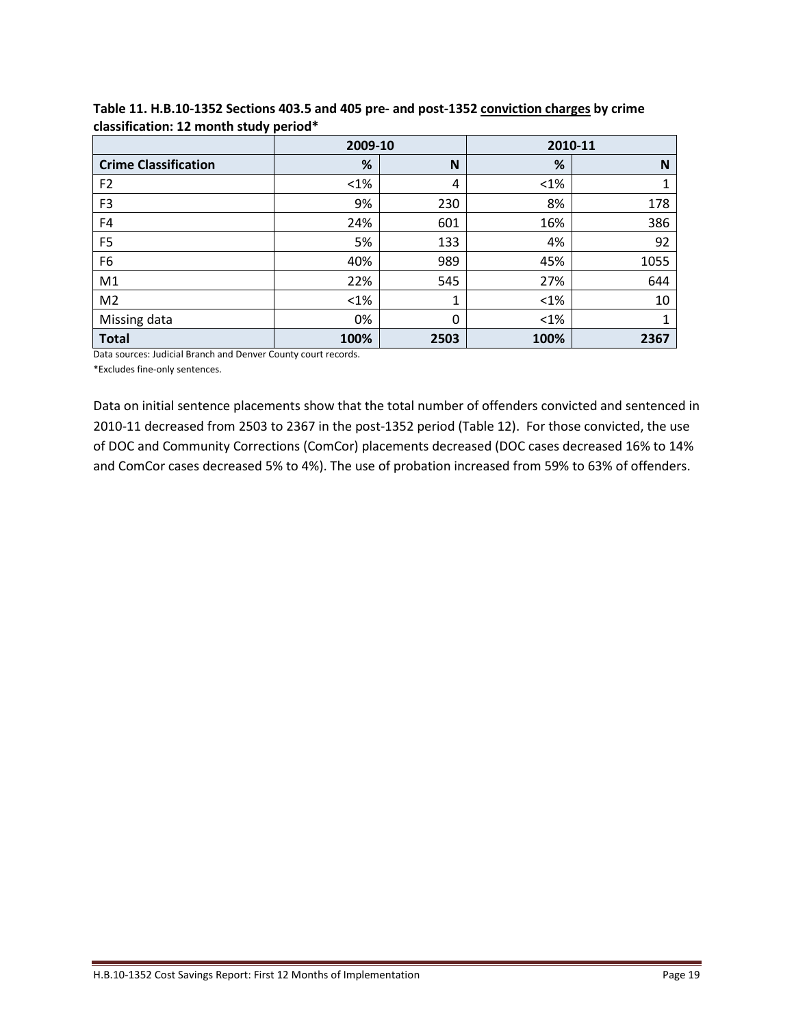**Table 11. H.B.10-1352 Sections 403.5 and 405 pre- and post-1352 conviction charges by crime classification: 12 month study period***

| | 2009-10 | | 2010-11 | |
|---|---|---|---|---|
| **Crime Classification** | **%** | **N** | **%** | **N** |
| F2 | <1% | 4 | <1% | 1 |
| F3 | 9% | 230 | 8% | 178 |
| F4 | 24% | 601 | 16% | 386 |
| F5 | 5% | 133 | 4% | 92 |
| F6 | 40% | 989 | 45% | 1055 |
| M1 | 22% | 545 | 27% | 644 |
| M2 | <1% | 1 | <1% | 10 |
| Missing data | 0% | 0 | <1% | 1 |
| **Total** | **100%** | **2503** | **100%** | **2367** |

Data sources: Judicial Branch and Denver County court records.

*Excludes fine-only sentences.

Data on initial sentence placements show that the total number of offenders convicted and sentenced in 2010-11 decreased from 2503 to 2367 in the post-1352 period (Table 12). For those convicted, the use of DOC and Community Corrections (ComCor) placements decreased (DOC cases decreased 16% to 14% and ComCor cases decreased 5% to 4%). The use of probation increased from 59% to 63% of offenders.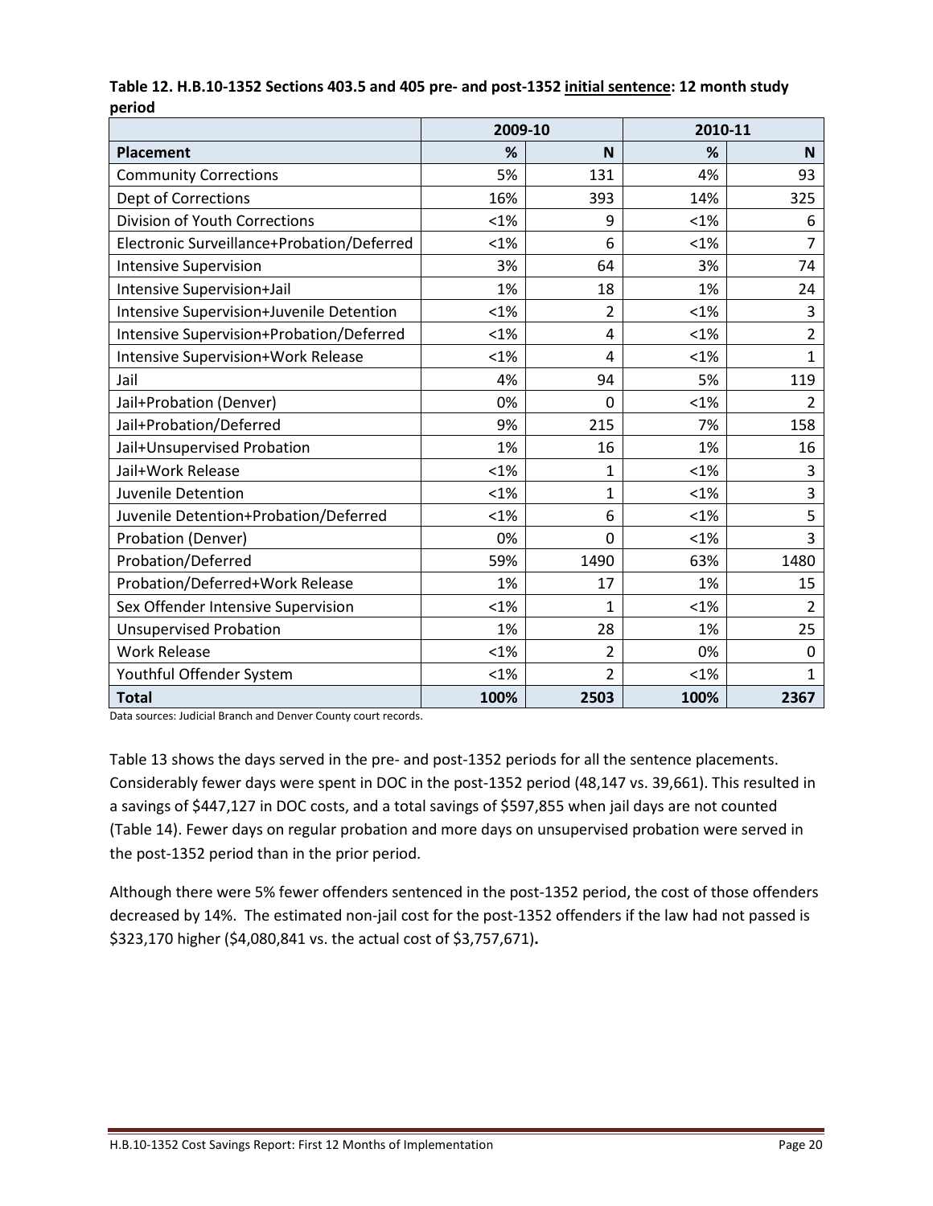**Table 12. H.B.10-1352 Sections 403.5 and 405 pre- and post-1352 initial sentence: 12 month study period**

| | 2009-10 | | 2010-11 | |
|---|---|---|---|---|
| **Placement** | **%** | **N** | **%** | **N** |
| Community Corrections | 5% | 131 | 4% | 93 |
| Dept of Corrections | 16% | 393 | 14% | 325 |
| Division of Youth Corrections | <1% | 9 | <1% | 6 |
| Electronic Surveillance+Probation/Deferred | <1% | 6 | <1% | 7 |
| Intensive Supervision | 3% | 64 | 3% | 74 |
| Intensive Supervision+Jail | 1% | 18 | 1% | 24 |
| Intensive Supervision+Juvenile Detention | <1% | 2 | <1% | 3 |
| Intensive Supervision+Probation/Deferred | <1% | 4 | <1% | 2 |
| Intensive Supervision+Work Release | <1% | 4 | <1% | 1 |
| Jail | 4% | 94 | 5% | 119 |
| Jail+Probation (Denver) | 0% | 0 | <1% | 2 |
| Jail+Probation/Deferred | 9% | 215 | 7% | 158 |
| Jail+Unsupervised Probation | 1% | 16 | 1% | 16 |
| Jail+Work Release | <1% | 1 | <1% | 3 |
| Juvenile Detention | <1% | 1 | <1% | 3 |
| Juvenile Detention+Probation/Deferred | <1% | 6 | <1% | 5 |
| Probation (Denver) | 0% | 0 | <1% | 3 |
| Probation/Deferred | 59% | 1490 | 63% | 1480 |
| Probation/Deferred+Work Release | 1% | 17 | 1% | 15 |
| Sex Offender Intensive Supervision | <1% | 1 | <1% | 2 |
| Unsupervised Probation | 1% | 28 | 1% | 25 |
| Work Release | <1% | 2 | 0% | 0 |
| Youthful Offender System | <1% | 2 | <1% | 1 |
| **Total** | **100%** | **2503** | **100%** | **2367** |

Data sources: Judicial Branch and Denver County court records.

Table 13 shows the days served in the pre- and post-1352 periods for all the sentence placements. Considerably fewer days were spent in DOC in the post-1352 period (48,147 vs. 39,661). This resulted in a savings of $447,127 in DOC costs, and a total savings of $597,855 when jail days are not counted (Table 14). Fewer days on regular probation and more days on unsupervised probation were served in the post-1352 period than in the prior period.

Although there were 5% fewer offenders sentenced in the post-1352 period, the cost of those offenders decreased by 14%. The estimated non-jail cost for the post-1352 offenders if the law had not passed is $323,170 higher ($4,080,841 vs. the actual cost of $3,757,671).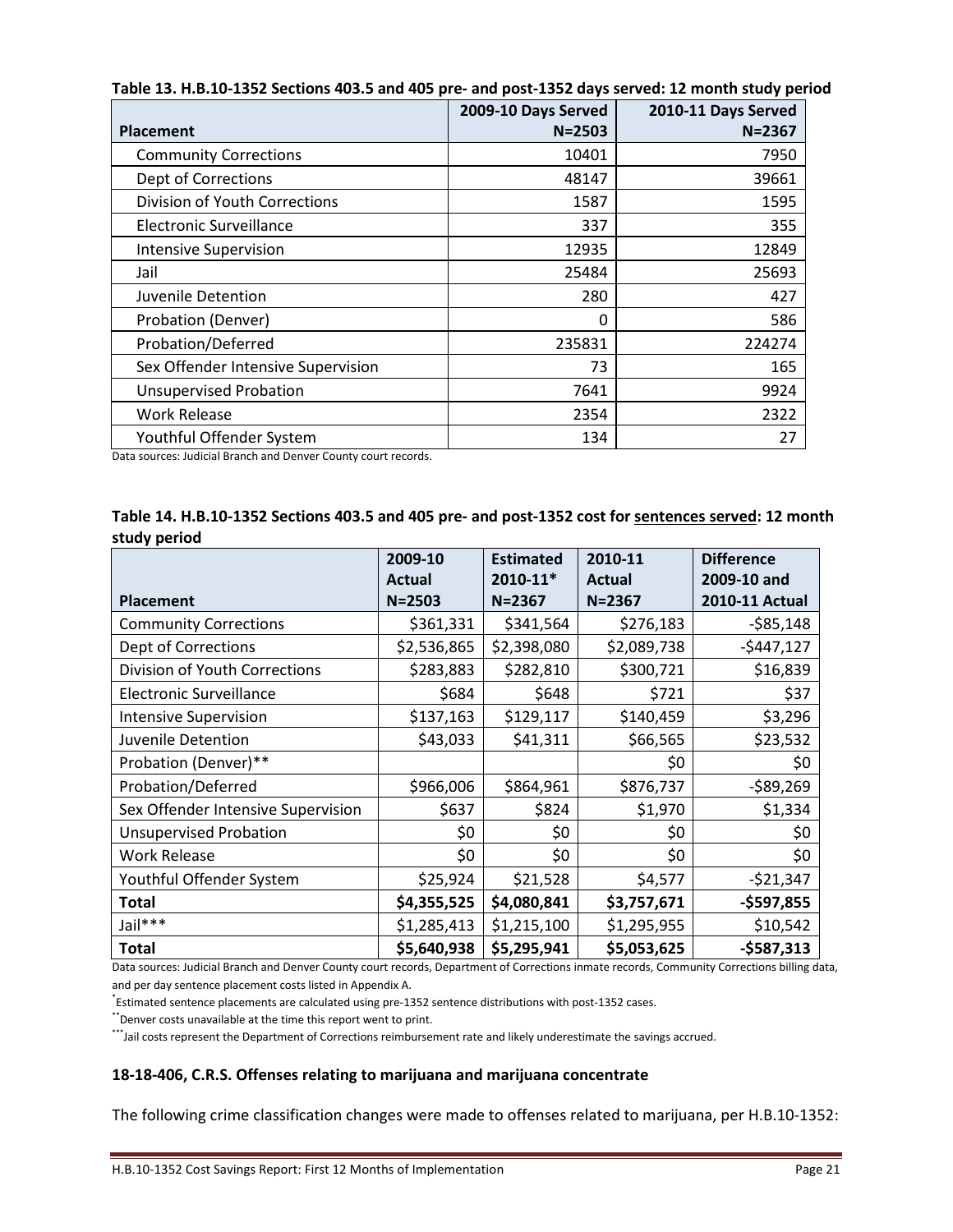**Table 13. H.B.10-1352 Sections 403.5 and 405 pre- and post-1352 days served: 12 month study period**

| Placement | 2009-10 Days Served N=2503 | 2010-11 Days Served N=2367 |
|---|---|---|
| Community Corrections | 10401 | 7950 |
| Dept of Corrections | 48147 | 39661 |
| Division of Youth Corrections | 1587 | 1595 |
| Electronic Surveillance | 337 | 355 |
| Intensive Supervision | 12935 | 12849 |
| Jail | 25484 | 25693 |
| Juvenile Detention | 280 | 427 |
| Probation (Denver) | 0 | 586 |
| Probation/Deferred | 235831 | 224274 |
| Sex Offender Intensive Supervision | 73 | 165 |
| Unsupervised Probation | 7641 | 9924 |
| Work Release | 2354 | 2322 |
| Youthful Offender System | 134 | 27 |

Data sources: Judicial Branch and Denver County court records.

**Table 14. H.B.10-1352 Sections 403.5 and 405 pre- and post-1352 cost for sentences served: 12 month study period**

| Placement | 2009-10 Actual N=2503 | Estimated 2010-11* N=2367 | 2010-11 Actual N=2367 | Difference 2009-10 and 2010-11 Actual |
|---|---|---|---|---|
| Community Corrections | $361,331 | $341,564 | $276,183 | -$85,148 |
| Dept of Corrections | $2,536,865 | $2,398,080 | $2,089,738 | -$447,127 |
| Division of Youth Corrections | $283,883 | $282,810 | $300,721 | $16,839 |
| Electronic Surveillance | $684 | $648 | $721 | $37 |
| Intensive Supervision | $137,163 | $129,117 | $140,459 | $3,296 |
| Juvenile Detention | $43,033 | $41,311 | $66,565 | $23,532 |
| Probation (Denver)** | | | $0 | $0 |
| Probation/Deferred | $966,006 | $864,961 | $876,737 | -$89,269 |
| Sex Offender Intensive Supervision | $637 | $824 | $1,970 | $1,334 |
| Unsupervised Probation | $0 | $0 | $0 | $0 |
| Work Release | $0 | $0 | $0 | $0 |
| Youthful Offender System | $25,924 | $21,528 | $4,577 | -$21,347 |
| **Total** | **$4,355,525** | **$4,080,841** | **$3,757,671** | **-$597,855** |
| Jail*** | $1,285,413 | $1,215,100 | $1,295,955 | $10,542 |
| **Total** | **$5,640,938** | **$5,295,941** | **$5,053,625** | **-$587,313** |

Data sources: Judicial Branch and Denver County court records, Department of Corrections inmate records, Community Corrections billing data, and per day sentence placement costs listed in Appendix A.

*Estimated sentence placements are calculated using pre-1352 sentence distributions with post-1352 cases.

**Denver costs unavailable at the time this report went to print.

***Jail costs represent the Department of Corrections reimbursement rate and likely underestimate the savings accrued.

**18-18-406, C.R.S. Offenses relating to marijuana and marijuana concentrate**

The following crime classification changes were made to offenses related to marijuana, per H.B.10-1352: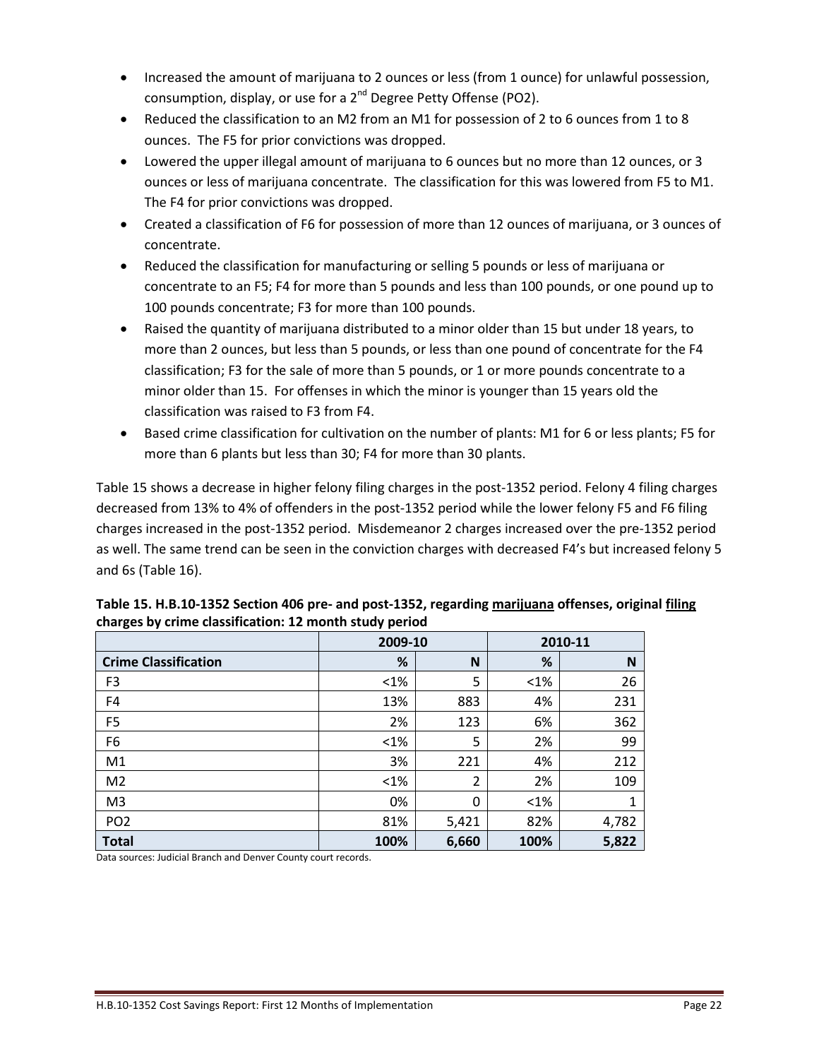- Increased the amount of marijuana to 2 ounces or less (from 1 ounce) for unlawful possession, consumption, display, or use for a 2nd Degree Petty Offense (PO2).
- Reduced the classification to an M2 from an M1 for possession of 2 to 6 ounces from 1 to 8 ounces. The F5 for prior convictions was dropped.
- Lowered the upper illegal amount of marijuana to 6 ounces but no more than 12 ounces, or 3 ounces or less of marijuana concentrate. The classification for this was lowered from F5 to M1. The F4 for prior convictions was dropped.
- Created a classification of F6 for possession of more than 12 ounces of marijuana, or 3 ounces of concentrate.
- Reduced the classification for manufacturing or selling 5 pounds or less of marijuana or concentrate to an F5; F4 for more than 5 pounds and less than 100 pounds, or one pound up to 100 pounds concentrate; F3 for more than 100 pounds.
- Raised the quantity of marijuana distributed to a minor older than 15 but under 18 years, to more than 2 ounces, but less than 5 pounds, or less than one pound of concentrate for the F4 classification; F3 for the sale of more than 5 pounds, or 1 or more pounds concentrate to a minor older than 15. For offenses in which the minor is younger than 15 years old the classification was raised to F3 from F4.
- Based crime classification for cultivation on the number of plants: M1 for 6 or less plants; F5 for more than 6 plants but less than 30; F4 for more than 30 plants.

Table 15 shows a decrease in higher felony filing charges in the post-1352 period. Felony 4 filing charges decreased from 13% to 4% of offenders in the post-1352 period while the lower felony F5 and F6 filing charges increased in the post-1352 period. Misdemeanor 2 charges increased over the pre-1352 period as well. The same trend can be seen in the conviction charges with decreased F4's but increased felony 5 and 6s (Table 16).

**Table 15. H.B.10-1352 Section 406 pre- and post-1352, regarding marijuana offenses, original filing charges by crime classification: 12 month study period**

| | 2009-10 | | 2010-11 | |
|---|---|---|---|---|
| **Crime Classification** | **%** | **N** | **%** | **N** |
| F3 | <1% | 5 | <1% | 26 |
| F4 | 13% | 883 | 4% | 231 |
| F5 | 2% | 123 | 6% | 362 |
| F6 | <1% | 5 | 2% | 99 |
| M1 | 3% | 221 | 4% | 212 |
| M2 | <1% | 2 | 2% | 109 |
| M3 | 0% | 0 | <1% | 1 |
| PO2 | 81% | 5,421 | 82% | 4,782 |
| **Total** | **100%** | **6,660** | **100%** | **5,822** |

Data sources: Judicial Branch and Denver County court records.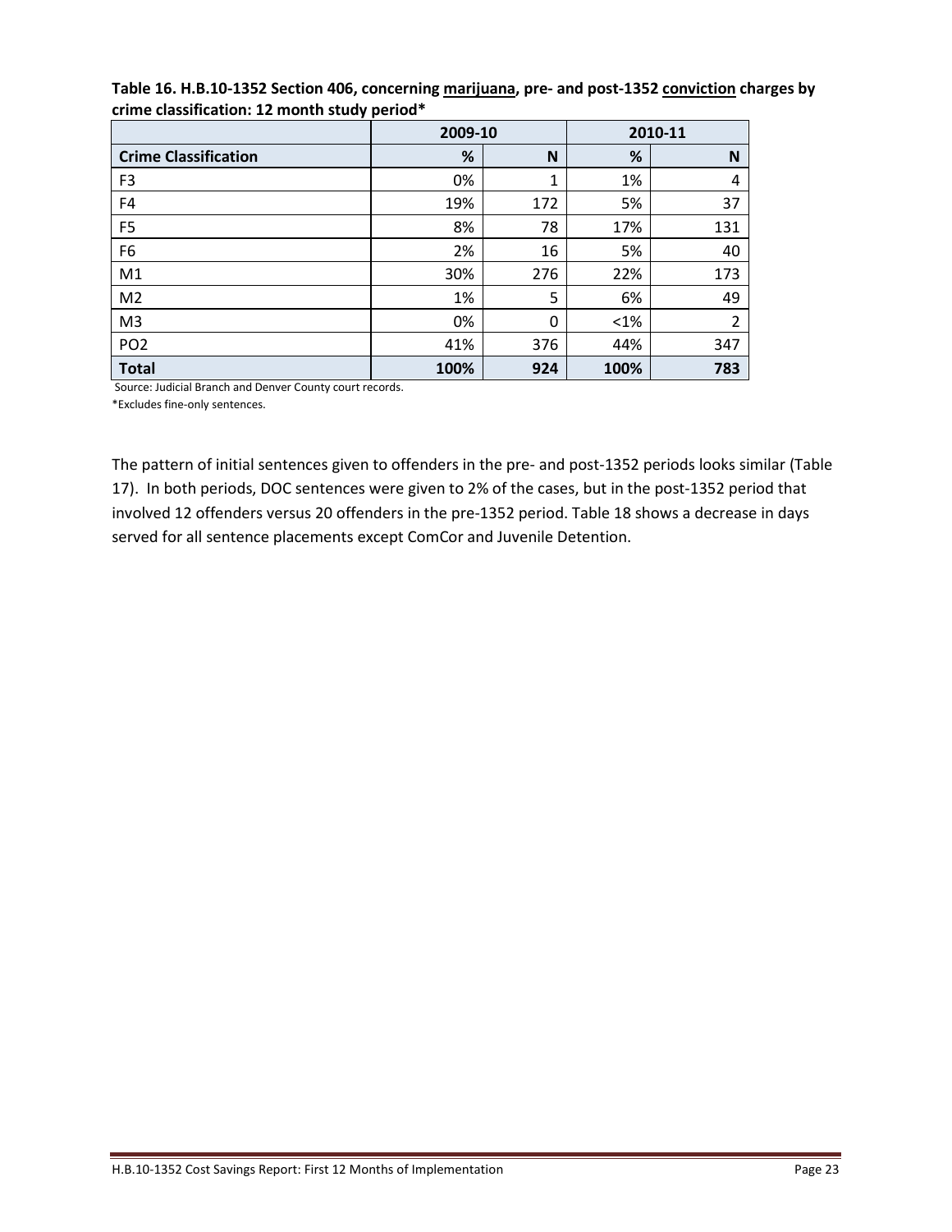**Table 16. H.B.10-1352 Section 406, concerning marijuana, pre- and post-1352 conviction charges by crime classification: 12 month study period***

| | 2009-10 | | 2010-11 | |
|---|---|---|---|---|
| **Crime Classification** | **%** | **N** | **%** | **N** |
| F3 | 0% | 1 | 1% | 4 |
| F4 | 19% | 172 | 5% | 37 |
| F5 | 8% | 78 | 17% | 131 |
| F6 | 2% | 16 | 5% | 40 |
| M1 | 30% | 276 | 22% | 173 |
| M2 | 1% | 5 | 6% | 49 |
| M3 | 0% | 0 | <1% | 2 |
| PO2 | 41% | 376 | 44% | 347 |
| **Total** | **100%** | **924** | **100%** | **783** |

Source: Judicial Branch and Denver County court records.

*Excludes fine-only sentences.

The pattern of initial sentences given to offenders in the pre- and post-1352 periods looks similar (Table 17). In both periods, DOC sentences were given to 2% of the cases, but in the post-1352 period that involved 12 offenders versus 20 offenders in the pre-1352 period. Table 18 shows a decrease in days served for all sentence placements except ComCor and Juvenile Detention.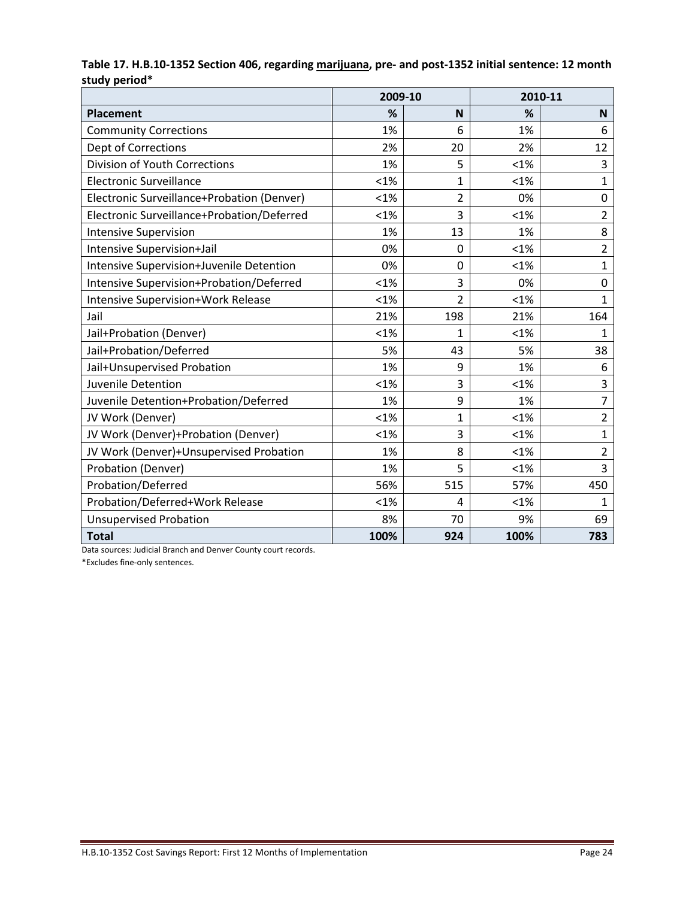**Table 17. H.B.10-1352 Section 406, regarding <u>marijuana</u>, pre- and post-1352 initial sentence: 12 month study period***

| | 2009-10 | | 2010-11 | |
|---|---|---|---|---|
| **Placement** | **%** | **N** | **%** | **N** |
| Community Corrections | 1% | 6 | 1% | 6 |
| Dept of Corrections | 2% | 20 | 2% | 12 |
| Division of Youth Corrections | 1% | 5 | <1% | 3 |
| Electronic Surveillance | <1% | 1 | <1% | 1 |
| Electronic Surveillance+Probation (Denver) | <1% | 2 | 0% | 0 |
| Electronic Surveillance+Probation/Deferred | <1% | 3 | <1% | 2 |
| Intensive Supervision | 1% | 13 | 1% | 8 |
| Intensive Supervision+Jail | 0% | 0 | <1% | 2 |
| Intensive Supervision+Juvenile Detention | 0% | 0 | <1% | 1 |
| Intensive Supervision+Probation/Deferred | <1% | 3 | 0% | 0 |
| Intensive Supervision+Work Release | <1% | 2 | <1% | 1 |
| Jail | 21% | 198 | 21% | 164 |
| Jail+Probation (Denver) | <1% | 1 | <1% | 1 |
| Jail+Probation/Deferred | 5% | 43 | 5% | 38 |
| Jail+Unsupervised Probation | 1% | 9 | 1% | 6 |
| Juvenile Detention | <1% | 3 | <1% | 3 |
| Juvenile Detention+Probation/Deferred | 1% | 9 | 1% | 7 |
| JV Work (Denver) | <1% | 1 | <1% | 2 |
| JV Work (Denver)+Probation (Denver) | <1% | 3 | <1% | 1 |
| JV Work (Denver)+Unsupervised Probation | 1% | 8 | <1% | 2 |
| Probation (Denver) | 1% | 5 | <1% | 3 |
| Probation/Deferred | 56% | 515 | 57% | 450 |
| Probation/Deferred+Work Release | <1% | 4 | <1% | 1 |
| Unsupervised Probation | 8% | 70 | 9% | 69 |
| **Total** | **100%** | **924** | **100%** | **783** |

Data sources: Judicial Branch and Denver County court records.

*Excludes fine-only sentences.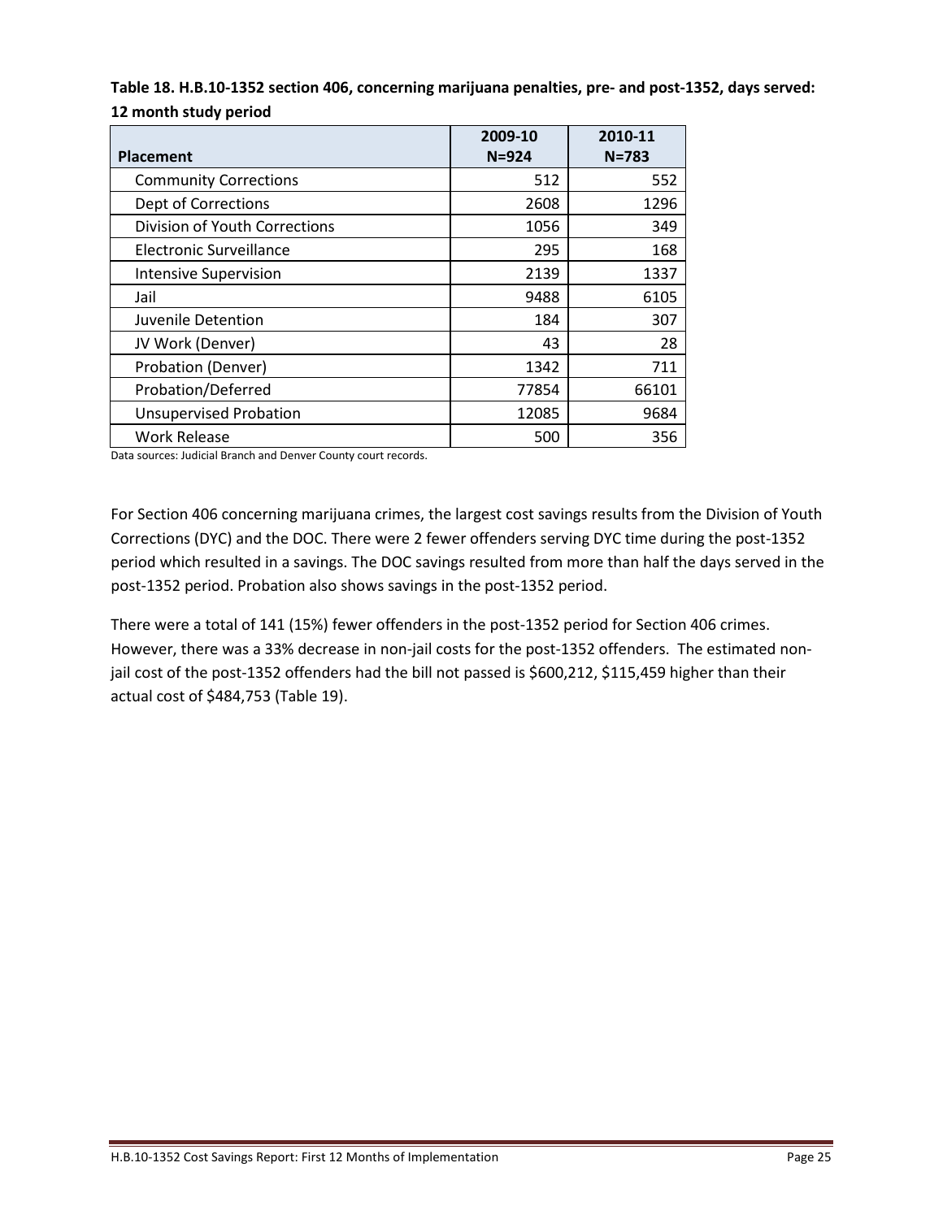**Table 18. H.B.10-1352 section 406, concerning marijuana penalties, pre- and post-1352, days served: 12 month study period**

| Placement | 2009-10 N=924 | 2010-11 N=783 |
|---|---|---|
| Community Corrections | 512 | 552 |
| Dept of Corrections | 2608 | 1296 |
| Division of Youth Corrections | 1056 | 349 |
| Electronic Surveillance | 295 | 168 |
| Intensive Supervision | 2139 | 1337 |
| Jail | 9488 | 6105 |
| Juvenile Detention | 184 | 307 |
| JV Work (Denver) | 43 | 28 |
| Probation (Denver) | 1342 | 711 |
| Probation/Deferred | 77854 | 66101 |
| Unsupervised Probation | 12085 | 9684 |
| Work Release | 500 | 356 |

Data sources: Judicial Branch and Denver County court records.

For Section 406 concerning marijuana crimes, the largest cost savings results from the Division of Youth Corrections (DYC) and the DOC. There were 2 fewer offenders serving DYC time during the post-1352 period which resulted in a savings. The DOC savings resulted from more than half the days served in the post-1352 period. Probation also shows savings in the post-1352 period.

There were a total of 141 (15%) fewer offenders in the post-1352 period for Section 406 crimes. However, there was a 33% decrease in non-jail costs for the post-1352 offenders. The estimated non-jail cost of the post-1352 offenders had the bill not passed is $600,212, $115,459 higher than their actual cost of $484,753 (Table 19).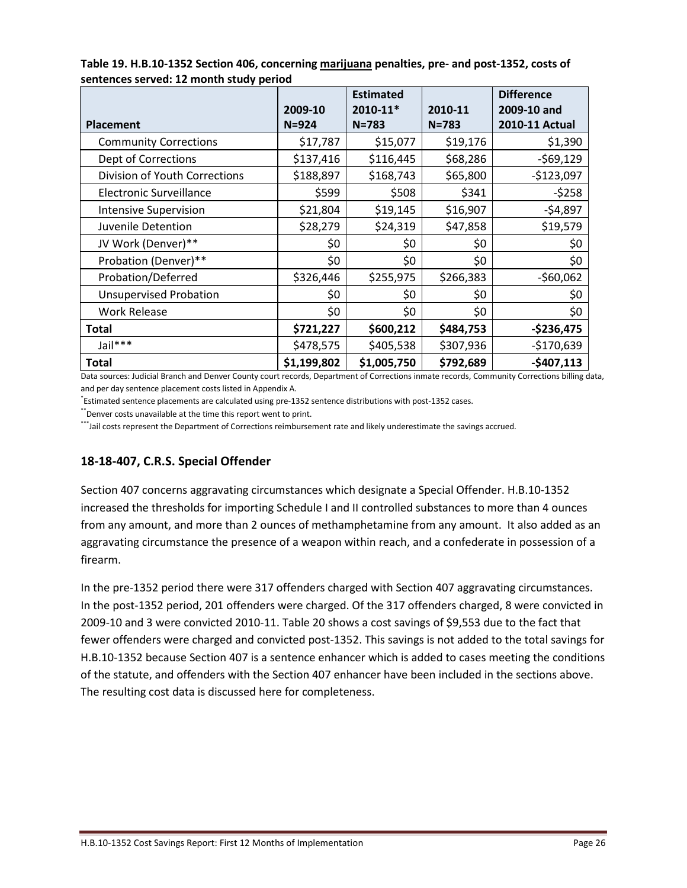**Table 19. H.B.10-1352 Section 406, concerning marijuana penalties, pre- and post-1352, costs of sentences served: 12 month study period**

| Placement | 2009-10 N=924 | Estimated 2010-11* N=783 | 2010-11 N=783 | Difference 2009-10 and 2010-11 Actual |
|---|---|---|---|---|
| Community Corrections | $17,787 | $15,077 | $19,176 | $1,390 |
| Dept of Corrections | $137,416 | $116,445 | $68,286 | -$69,129 |
| Division of Youth Corrections | $188,897 | $168,743 | $65,800 | -$123,097 |
| Electronic Surveillance | $599 | $508 | $341 | -$258 |
| Intensive Supervision | $21,804 | $19,145 | $16,907 | -$4,897 |
| Juvenile Detention | $28,279 | $24,319 | $47,858 | $19,579 |
| JV Work (Denver)** | $0 | $0 | $0 | $0 |
| Probation (Denver)** | $0 | $0 | $0 | $0 |
| Probation/Deferred | $326,446 | $255,975 | $266,383 | -$60,062 |
| Unsupervised Probation | $0 | $0 | $0 | $0 |
| Work Release | $0 | $0 | $0 | $0 |
| **Total** | **$721,227** | **$600,212** | **$484,753** | **-$236,475** |
| Jail*** | $478,575 | $405,538 | $307,936 | -$170,639 |
| **Total** | **$1,199,802** | **$1,005,750** | **$792,689** | **-$407,113** |

Data sources: Judicial Branch and Denver County court records, Department of Corrections inmate records, Community Corrections billing data, and per day sentence placement costs listed in Appendix A.

*Estimated sentence placements are calculated using pre-1352 sentence distributions with post-1352 cases.

**Denver costs unavailable at the time this report went to print.

***Jail costs represent the Department of Corrections reimbursement rate and likely underestimate the savings accrued.

## 18-18-407, C.R.S. Special Offender

Section 407 concerns aggravating circumstances which designate a Special Offender. H.B.10-1352 increased the thresholds for importing Schedule I and II controlled substances to more than 4 ounces from any amount, and more than 2 ounces of methamphetamine from any amount. It also added as an aggravating circumstance the presence of a weapon within reach, and a confederate in possession of a firearm.

In the pre-1352 period there were 317 offenders charged with Section 407 aggravating circumstances. In the post-1352 period, 201 offenders were charged. Of the 317 offenders charged, 8 were convicted in 2009-10 and 3 were convicted 2010-11. Table 20 shows a cost savings of $9,553 due to the fact that fewer offenders were charged and convicted post-1352. This savings is not added to the total savings for H.B.10-1352 because Section 407 is a sentence enhancer which is added to cases meeting the conditions of the statute, and offenders with the Section 407 enhancer have been included in the sections above. The resulting cost data is discussed here for completeness.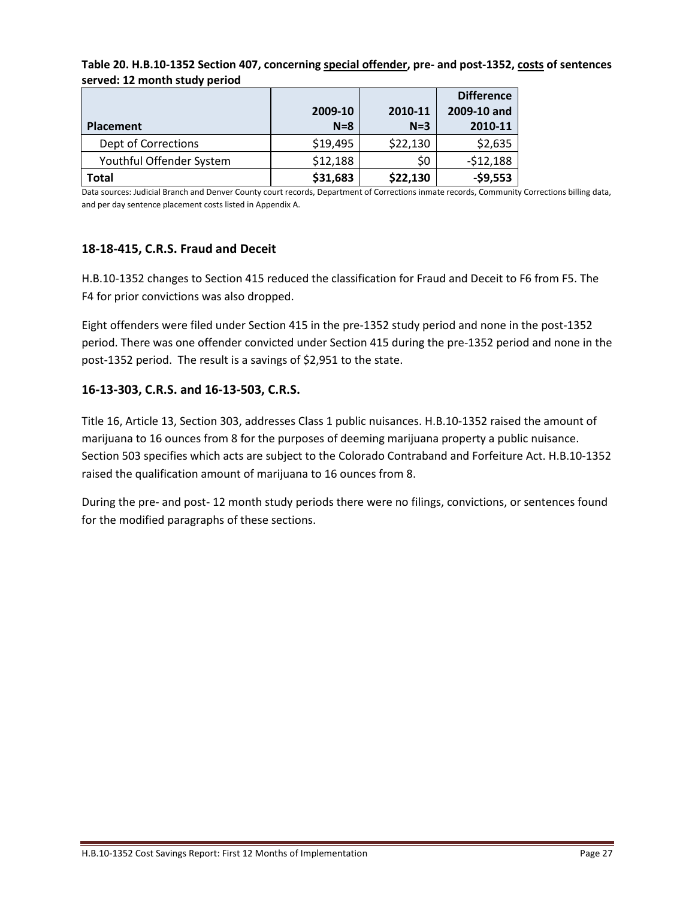**Table 20. H.B.10-1352 Section 407, concerning special offender, pre- and post-1352, costs of sentences served: 12 month study period**

| Placement | 2009-10 N=8 | 2010-11 N=3 | Difference 2009-10 and 2010-11 |
|---|---|---|---|
| Dept of Corrections | $19,495 | $22,130 | $2,635 |
| Youthful Offender System | $12,188 | $0 | -$12,188 |
| **Total** | **$31,683** | **$22,130** | **-$9,553** |

Data sources: Judicial Branch and Denver County court records, Department of Corrections inmate records, Community Corrections billing data, and per day sentence placement costs listed in Appendix A.

## 18-18-415, C.R.S. Fraud and Deceit

H.B.10-1352 changes to Section 415 reduced the classification for Fraud and Deceit to F6 from F5. The F4 for prior convictions was also dropped.

Eight offenders were filed under Section 415 in the pre-1352 study period and none in the post-1352 period. There was one offender convicted under Section 415 during the pre-1352 period and none in the post-1352 period. The result is a savings of $2,951 to the state.

## 16-13-303, C.R.S. and 16-13-503, C.R.S.

Title 16, Article 13, Section 303, addresses Class 1 public nuisances. H.B.10-1352 raised the amount of marijuana to 16 ounces from 8 for the purposes of deeming marijuana property a public nuisance. Section 503 specifies which acts are subject to the Colorado Contraband and Forfeiture Act. H.B.10-1352 raised the qualification amount of marijuana to 16 ounces from 8.

During the pre- and post- 12 month study periods there were no filings, convictions, or sentences found for the modified paragraphs of these sections.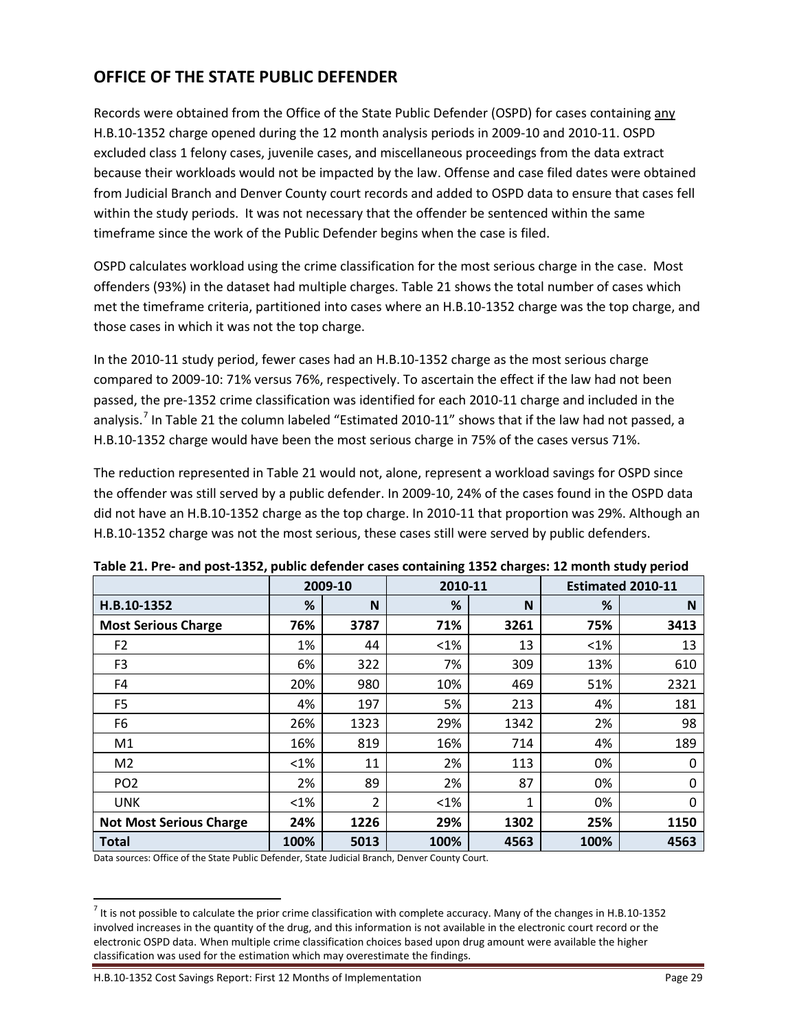## OFFICE OF THE STATE PUBLIC DEFENDER

Records were obtained from the Office of the State Public Defender (OSPD) for cases containing any H.B.10-1352 charge opened during the 12 month analysis periods in 2009-10 and 2010-11. OSPD excluded class 1 felony cases, juvenile cases, and miscellaneous proceedings from the data extract because their workloads would not be impacted by the law. Offense and case filed dates were obtained from Judicial Branch and Denver County court records and added to OSPD data to ensure that cases fell within the study periods. It was not necessary that the offender be sentenced within the same timeframe since the work of the Public Defender begins when the case is filed.

OSPD calculates workload using the crime classification for the most serious charge in the case. Most offenders (93%) in the dataset had multiple charges. Table 21 shows the total number of cases which met the timeframe criteria, partitioned into cases where an H.B.10-1352 charge was the top charge, and those cases in which it was not the top charge.

In the 2010-11 study period, fewer cases had an H.B.10-1352 charge as the most serious charge compared to 2009-10: 71% versus 76%, respectively. To ascertain the effect if the law had not been passed, the pre-1352 crime classification was identified for each 2010-11 charge and included in the analysis.[7] In Table 21 the column labeled "Estimated 2010-11" shows that if the law had not passed, a H.B.10-1352 charge would have been the most serious charge in 75% of the cases versus 71%.

The reduction represented in Table 21 would not, alone, represent a workload savings for OSPD since the offender was still served by a public defender. In 2009-10, 24% of the cases found in the OSPD data did not have an H.B.10-1352 charge as the top charge. In 2010-11 that proportion was 29%. Although an H.B.10-1352 charge was not the most serious, these cases still were served by public defenders.

**Table 21. Pre- and post-1352, public defender cases containing 1352 charges: 12 month study period**

| | 2009-10 | | 2010-11 | | Estimated 2010-11 | |
|---|---|---|---|---|---|---|
| **H.B.10-1352** | **%** | **N** | **%** | **N** | **%** | **N** |
| **Most Serious Charge** | **76%** | **3787** | **71%** | **3261** | **75%** | **3413** |
| F2 | 1% | 44 | <1% | 13 | <1% | 13 |
| F3 | 6% | 322 | 7% | 309 | 13% | 610 |
| F4 | 20% | 980 | 10% | 469 | 51% | 2321 |
| F5 | 4% | 197 | 5% | 213 | 4% | 181 |
| F6 | 26% | 1323 | 29% | 1342 | 2% | 98 |
| M1 | 16% | 819 | 16% | 714 | 4% | 189 |
| M2 | <1% | 11 | 2% | 113 | 0% | 0 |
| PO2 | 2% | 89 | 2% | 87 | 0% | 0 |
| UNK | <1% | 2 | <1% | 1 | 0% | 0 |
| **Not Most Serious Charge** | **24%** | **1226** | **29%** | **1302** | **25%** | **1150** |
| **Total** | **100%** | **5013** | **100%** | **4563** | **100%** | **4563** |

Data sources: Office of the State Public Defender, State Judicial Branch, Denver County Court.

[7] It is not possible to calculate the prior crime classification with complete accuracy. Many of the changes in H.B.10-1352 involved increases in the quantity of the drug, and this information is not available in the electronic court record or the electronic OSPD data. When multiple crime classification choices based upon drug amount were available the higher classification was used for the estimation which may overestimate the findings.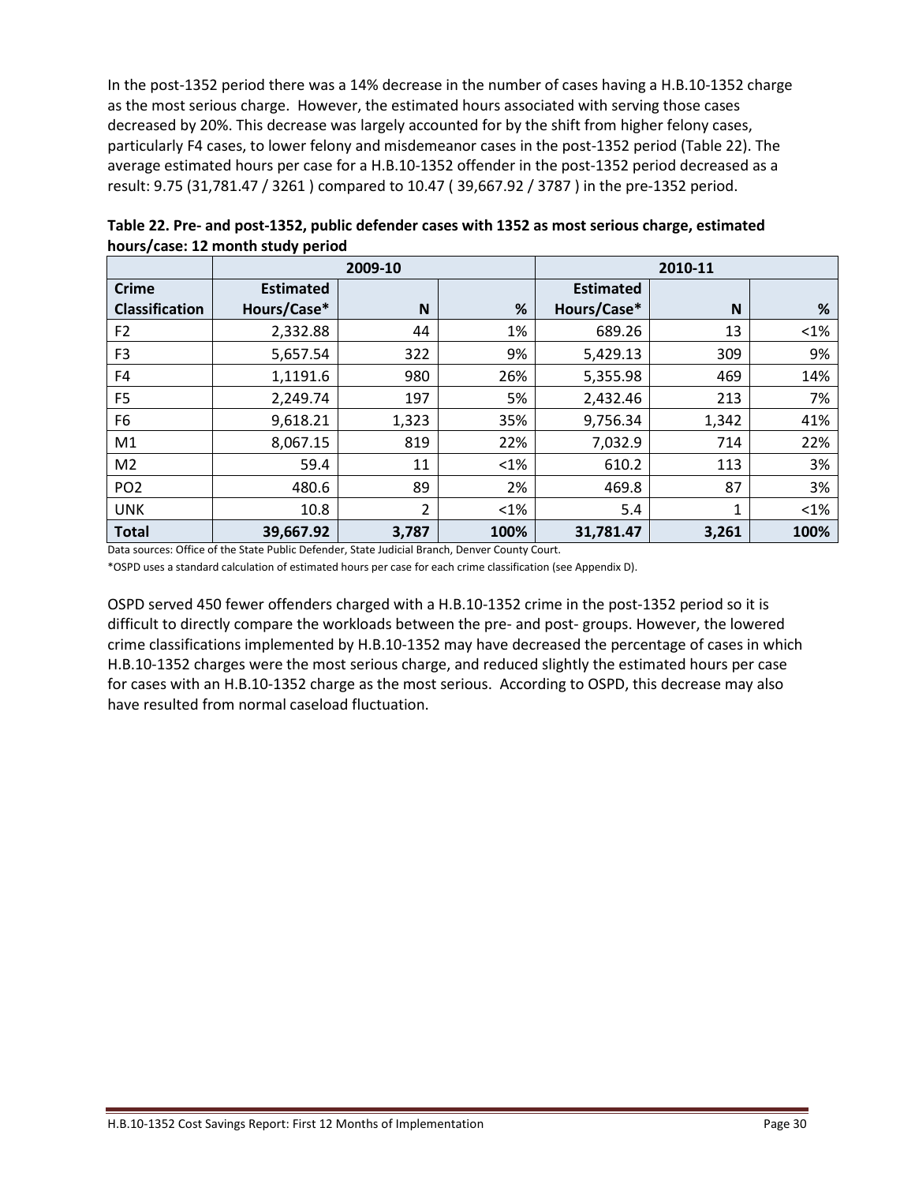In the post-1352 period there was a 14% decrease in the number of cases having a H.B.10-1352 charge as the most serious charge. However, the estimated hours associated with serving those cases decreased by 20%. This decrease was largely accounted for by the shift from higher felony cases, particularly F4 cases, to lower felony and misdemeanor cases in the post-1352 period (Table 22). The average estimated hours per case for a H.B.10-1352 offender in the post-1352 period decreased as a result: 9.75 (31,781.47 / 3261 ) compared to 10.47 ( 39,667.92 / 3787 ) in the pre-1352 period.

**Table 22. Pre- and post-1352, public defender cases with 1352 as most serious charge, estimated hours/case: 12 month study period**

| | 2009-10 | | | 2010-11 | | |
|---|---|---|---|---|---|---|
| **Crime Classification** | **Estimated Hours/Case*** | **N** | **%** | **Estimated Hours/Case*** | **N** | **%** |
| F2 | 2,332.88 | 44 | 1% | 689.26 | 13 | <1% |
| F3 | 5,657.54 | 322 | 9% | 5,429.13 | 309 | 9% |
| F4 | 1,1191.6 | 980 | 26% | 5,355.98 | 469 | 14% |
| F5 | 2,249.74 | 197 | 5% | 2,432.46 | 213 | 7% |
| F6 | 9,618.21 | 1,323 | 35% | 9,756.34 | 1,342 | 41% |
| M1 | 8,067.15 | 819 | 22% | 7,032.9 | 714 | 22% |
| M2 | 59.4 | 11 | <1% | 610.2 | 113 | 3% |
| PO2 | 480.6 | 89 | 2% | 469.8 | 87 | 3% |
| UNK | 10.8 | 2 | <1% | 5.4 | 1 | <1% |
| **Total** | **39,667.92** | **3,787** | **100%** | **31,781.47** | **3,261** | **100%** |

Data sources: Office of the State Public Defender, State Judicial Branch, Denver County Court.

*OSPD uses a standard calculation of estimated hours per case for each crime classification (see Appendix D).

OSPD served 450 fewer offenders charged with a H.B.10-1352 crime in the post-1352 period so it is difficult to directly compare the workloads between the pre- and post- groups. However, the lowered crime classifications implemented by H.B.10-1352 may have decreased the percentage of cases in which H.B.10-1352 charges were the most serious charge, and reduced slightly the estimated hours per case for cases with an H.B.10-1352 charge as the most serious. According to OSPD, this decrease may also have resulted from normal caseload fluctuation.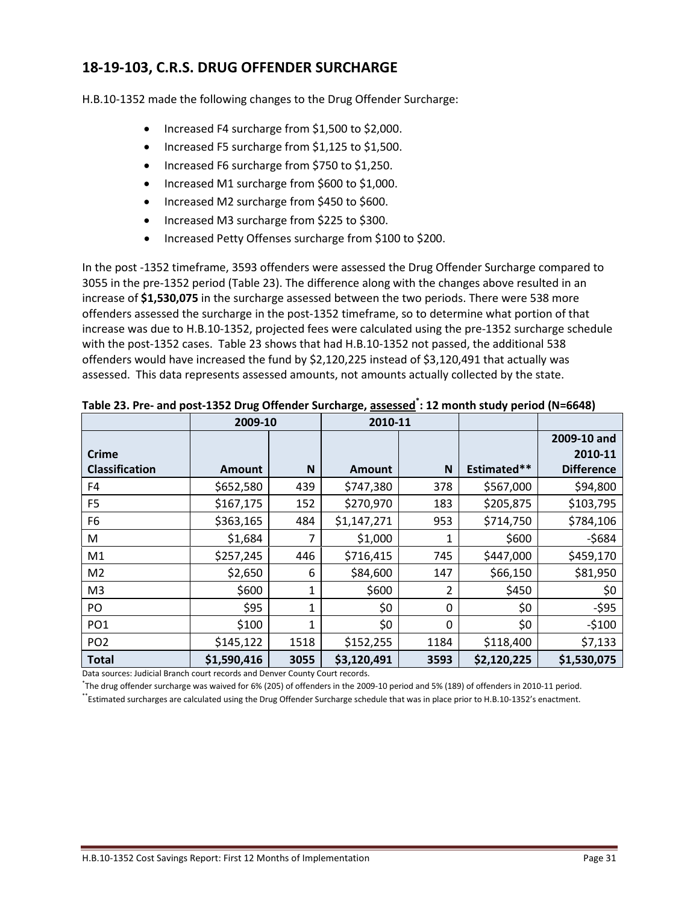## 18-19-103, C.R.S. DRUG OFFENDER SURCHARGE

H.B.10-1352 made the following changes to the Drug Offender Surcharge:

- Increased F4 surcharge from $1,500 to $2,000.
- Increased F5 surcharge from $1,125 to $1,500.
- Increased F6 surcharge from $750 to $1,250.
- Increased M1 surcharge from $600 to $1,000.
- Increased M2 surcharge from $450 to $600.
- Increased M3 surcharge from $225 to $300.
- Increased Petty Offenses surcharge from $100 to $200.

In the post -1352 timeframe, 3593 offenders were assessed the Drug Offender Surcharge compared to 3055 in the pre-1352 period (Table 23). The difference along with the changes above resulted in an increase of **$1,530,075** in the surcharge assessed between the two periods. There were 538 more offenders assessed the surcharge in the post-1352 timeframe, so to determine what portion of that increase was due to H.B.10-1352, projected fees were calculated using the pre-1352 surcharge schedule with the post-1352 cases. Table 23 shows that had H.B.10-1352 not passed, the additional 538 offenders would have increased the fund by $2,120,225 instead of $3,120,491 that actually was assessed. This data represents assessed amounts, not amounts actually collected by the state.

**Table 23. Pre- and post-1352 Drug Offender Surcharge, assessed*: 12 month study period (N=6648)**

| | 2009-10 | | 2010-11 | | | |
|---|---|---|---|---|---|---|
| **Crime Classification** | **Amount** | **N** | **Amount** | **N** | **Estimated**** | **2009-10 and 2010-11 Difference** |
| F4 | $652,580 | 439 | $747,380 | 378 | $567,000 | $94,800 |
| F5 | $167,175 | 152 | $270,970 | 183 | $205,875 | $103,795 |
| F6 | $363,165 | 484 | $1,147,271 | 953 | $714,750 | $784,106 |
| M | $1,684 | 7 | $1,000 | 1 | $600 | -$684 |
| M1 | $257,245 | 446 | $716,415 | 745 | $447,000 | $459,170 |
| M2 | $2,650 | 6 | $84,600 | 147 | $66,150 | $81,950 |
| M3 | $600 | 1 | $600 | 2 | $450 | $0 |
| PO | $95 | 1 | $0 | 0 | $0 | -$95 |
| PO1 | $100 | 1 | $0 | 0 | $0 | -$100 |
| PO2 | $145,122 | 1518 | $152,255 | 1184 | $118,400 | $7,133 |
| **Total** | **$1,590,416** | **3055** | **$3,120,491** | **3593** | **$2,120,225** | **$1,530,075** |

Data sources: Judicial Branch court records and Denver County Court records.

*The drug offender surcharge was waived for 6% (205) of offenders in the 2009-10 period and 5% (189) of offenders in 2010-11 period.

**Estimated surcharges are calculated using the Drug Offender Surcharge schedule that was in place prior to H.B.10-1352's enactment.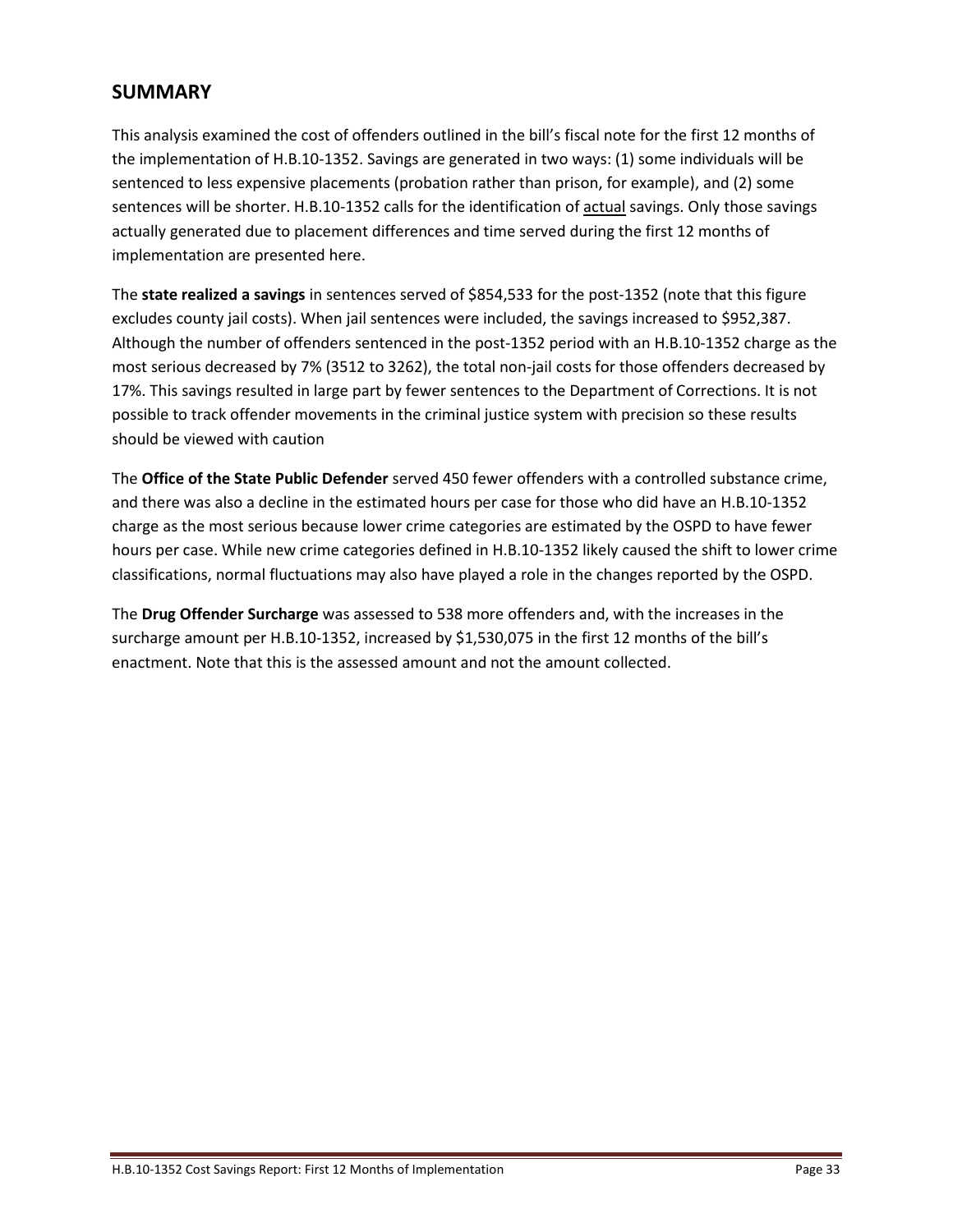## SUMMARY

This analysis examined the cost of offenders outlined in the bill's fiscal note for the first 12 months of the implementation of H.B.10-1352. Savings are generated in two ways: (1) some individuals will be sentenced to less expensive placements (probation rather than prison, for example), and (2) some sentences will be shorter. H.B.10-1352 calls for the identification of actual savings. Only those savings actually generated due to placement differences and time served during the first 12 months of implementation are presented here.

The **state realized a savings** in sentences served of $854,533 for the post-1352 (note that this figure excludes county jail costs). When jail sentences were included, the savings increased to $952,387. Although the number of offenders sentenced in the post-1352 period with an H.B.10-1352 charge as the most serious decreased by 7% (3512 to 3262), the total non-jail costs for those offenders decreased by 17%. This savings resulted in large part by fewer sentences to the Department of Corrections. It is not possible to track offender movements in the criminal justice system with precision so these results should be viewed with caution

The **Office of the State Public Defender** served 450 fewer offenders with a controlled substance crime, and there was also a decline in the estimated hours per case for those who did have an H.B.10-1352 charge as the most serious because lower crime categories are estimated by the OSPD to have fewer hours per case. While new crime categories defined in H.B.10-1352 likely caused the shift to lower crime classifications, normal fluctuations may also have played a role in the changes reported by the OSPD.

The **Drug Offender Surcharge** was assessed to 538 more offenders and, with the increases in the surcharge amount per H.B.10-1352, increased by $1,530,075 in the first 12 months of the bill's enactment. Note that this is the assessed amount and not the amount collected.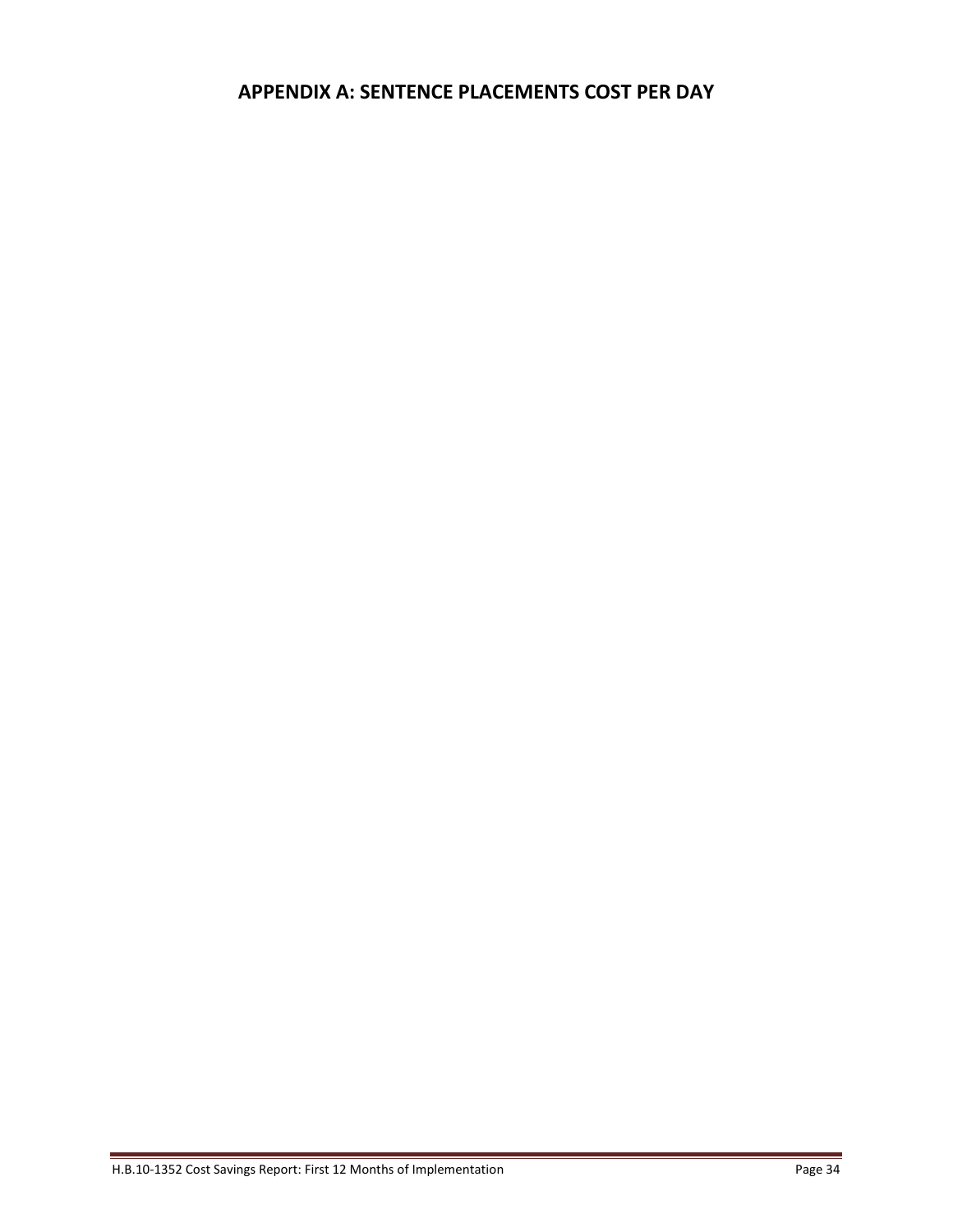# APPENDIX A: SENTENCE PLACEMENTS COST PER DAY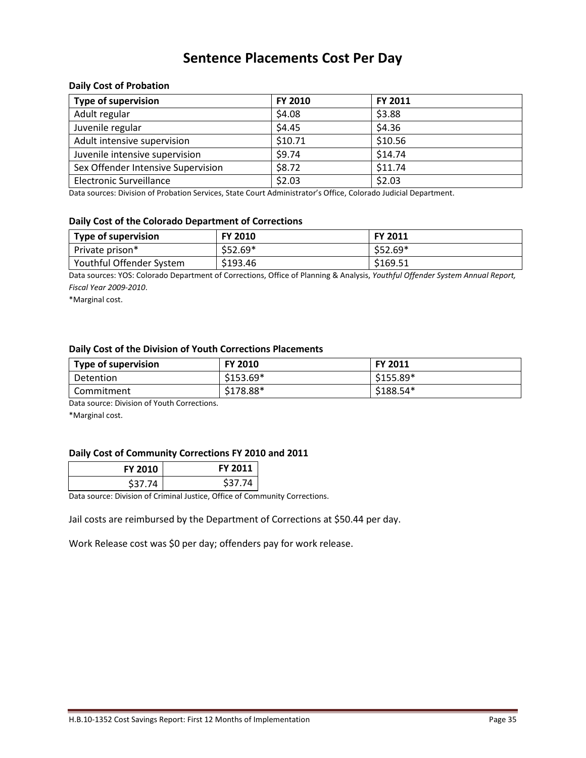# Sentence Placements Cost Per Day

**Daily Cost of Probation**

| Type of supervision | FY 2010 | FY 2011 |
|---|---|---|
| Adult regular | $4.08 | $3.88 |
| Juvenile regular | $4.45 | $4.36 |
| Adult intensive supervision | $10.71 | $10.56 |
| Juvenile intensive supervision | $9.74 | $14.74 |
| Sex Offender Intensive Supervision | $8.72 | $11.74 |
| Electronic Surveillance | $2.03 | $2.03 |

Data sources: Division of Probation Services, State Court Administrator's Office, Colorado Judicial Department.

**Daily Cost of the Colorado Department of Corrections**

| Type of supervision | FY 2010 | FY 2011 |
|---|---|---|
| Private prison* | $52.69* | $52.69* |
| Youthful Offender System | $193.46 | $169.51 |

Data sources: YOS: Colorado Department of Corrections, Office of Planning & Analysis, *Youthful Offender System Annual Report, Fiscal Year 2009-2010*.

*Marginal cost.

**Daily Cost of the Division of Youth Corrections Placements**

| Type of supervision | FY 2010 | FY 2011 |
|---|---|---|
| Detention | $153.69* | $155.89* |
| Commitment | $178.88* | $188.54* |

Data source: Division of Youth Corrections.

*Marginal cost.

**Daily Cost of Community Corrections FY 2010 and 2011**

| FY 2010 | FY 2011 |
|---|---|
| $37.74 | $37.74 |

Data source: Division of Criminal Justice, Office of Community Corrections.

Jail costs are reimbursed by the Department of Corrections at $50.44 per day.

Work Release cost was $0 per day; offenders pay for work release.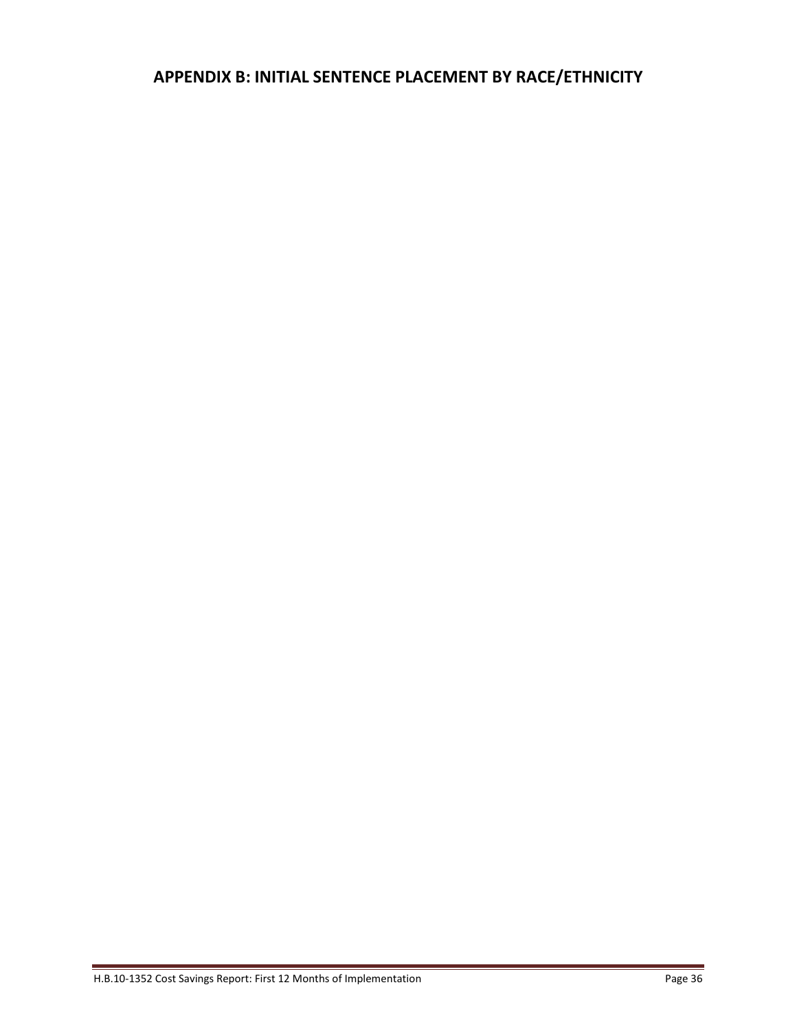# APPENDIX B: INITIAL SENTENCE PLACEMENT BY RACE/ETHNICITY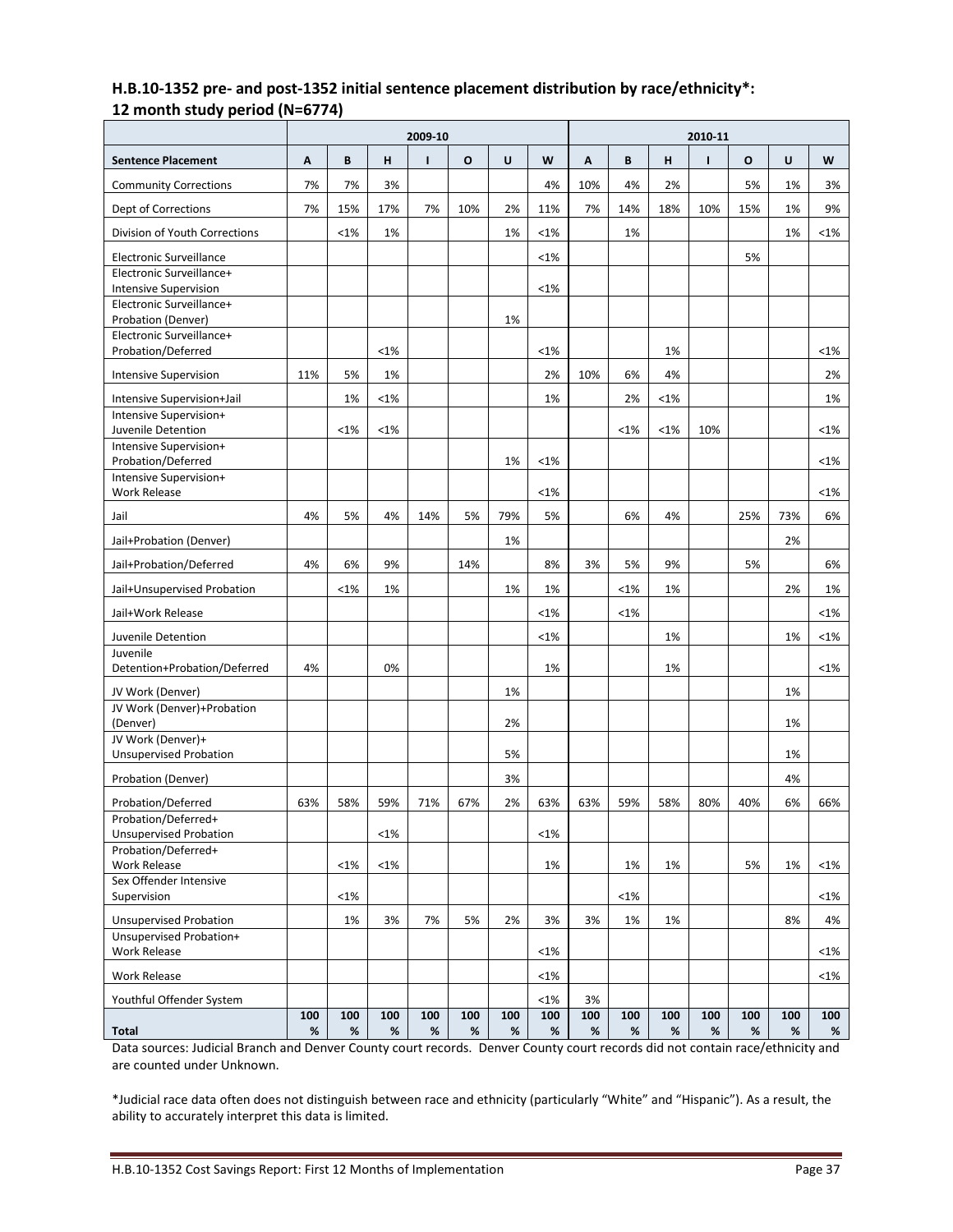## H.B.10-1352 pre- and post-1352 initial sentence placement distribution by race/ethnicity*: 12 month study period (N=6774)

| | 2009-10 | | | | | | | 2010-11 | | | | | | |
|---|---|---|---|---|---|---|---|---|---|---|---|---|---|---|
| **Sentence Placement** | **A** | **B** | **H** | **I** | **O** | **U** | **W** | **A** | **B** | **H** | **I** | **O** | **U** | **W** |
| Community Corrections | 7% | 7% | 3% | | | | 4% | 10% | 4% | 2% | | 5% | 1% | 3% |
| Dept of Corrections | 7% | 15% | 17% | 7% | 10% | 2% | 11% | 7% | 14% | 18% | 10% | 15% | 1% | 9% |
| Division of Youth Corrections | | <1% | 1% | | | 1% | <1% | | 1% | | | | 1% | <1% |
| Electronic Surveillance | | | | | | | <1% | | | | | 5% | | |
| Electronic Surveillance+ Intensive Supervision | | | | | | | <1% | | | | | | | |
| Electronic Surveillance+ Probation (Denver) | | | | | | 1% | | | | | | | | |
| Electronic Surveillance+ Probation/Deferred | | | <1% | | | | <1% | | | 1% | | | | <1% |
| Intensive Supervision | 11% | 5% | 1% | | | | 2% | 10% | 6% | 4% | | | | 2% |
| Intensive Supervision+Jail | | 1% | <1% | | | | 1% | | 2% | <1% | | | | 1% |
| Intensive Supervision+ Juvenile Detention | | <1% | <1% | | | | | | <1% | <1% | 10% | | | <1% |
| Intensive Supervision+ Probation/Deferred | | | | | | 1% | <1% | | | | | | | <1% |
| Intensive Supervision+ Work Release | | | | | | | <1% | | | | | | | <1% |
| Jail | 4% | 5% | 4% | 14% | 5% | 79% | 5% | | 6% | 4% | | 25% | 73% | 6% |
| Jail+Probation (Denver) | | | | | | 1% | | | | | | | 2% | |
| Jail+Probation/Deferred | 4% | 6% | 9% | | 14% | | 8% | 3% | 5% | 9% | | 5% | | 6% |
| Jail+Unsupervised Probation | | <1% | 1% | | | 1% | 1% | | <1% | 1% | | | 2% | 1% |
| Jail+Work Release | | | | | | | <1% | | <1% | | | | | <1% |
| Juvenile Detention | | | | | | | <1% | | | 1% | | | 1% | <1% |
| Juvenile Detention+Probation/Deferred | 4% | | 0% | | | | 1% | | | 1% | | | | <1% |
| JV Work (Denver) | | | | | | 1% | | | | | | | 1% | |
| JV Work (Denver)+Probation (Denver) | | | | | | 2% | | | | | | | 1% | |
| JV Work (Denver)+ Unsupervised Probation | | | | | | 5% | | | | | | | 1% | |
| Probation (Denver) | | | | | | 3% | | | | | | | 4% | |
| Probation/Deferred | 63% | 58% | 59% | 71% | 67% | 2% | 63% | 63% | 59% | 58% | 80% | 40% | 6% | 66% |
| Probation/Deferred+ Unsupervised Probation | | | <1% | | | | <1% | | | | | | | |
| Probation/Deferred+ Work Release | | <1% | <1% | | | | 1% | | 1% | 1% | | 5% | 1% | <1% |
| Sex Offender Intensive Supervision | | <1% | | | | | | | <1% | | | | | <1% |
| Unsupervised Probation | | 1% | 3% | 7% | 5% | 2% | 3% | 3% | 1% | 1% | | | 8% | 4% |
| Unsupervised Probation+ Work Release | | | | | | | <1% | | | | | | | <1% |
| Work Release | | | | | | | <1% | | | | | | | <1% |
| Youthful Offender System | | | | | | | <1% | 3% | | | | | | |
| **Total** | **100%** | **100%** | **100%** | **100%** | **100%** | **100%** | **100%** | **100%** | **100%** | **100%** | **100%** | **100%** | **100%** | **100%** |

Data sources: Judicial Branch and Denver County court records. Denver County court records did not contain race/ethnicity and are counted under Unknown.

*Judicial race data often does not distinguish between race and ethnicity (particularly "White" and "Hispanic"). As a result, the ability to accurately interpret this data is limited.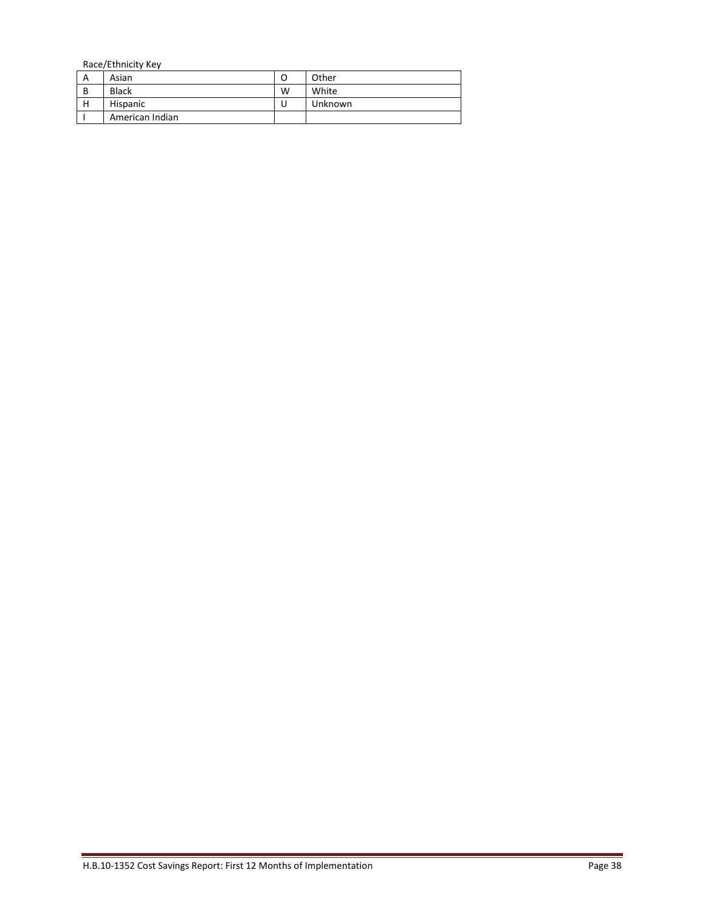Race/Ethnicity Key

| | | | |
|---|---|---|---|
| A | Asian | O | Other |
| B | Black | W | White |
| H | Hispanic | U | Unknown |
| I | American Indian | | |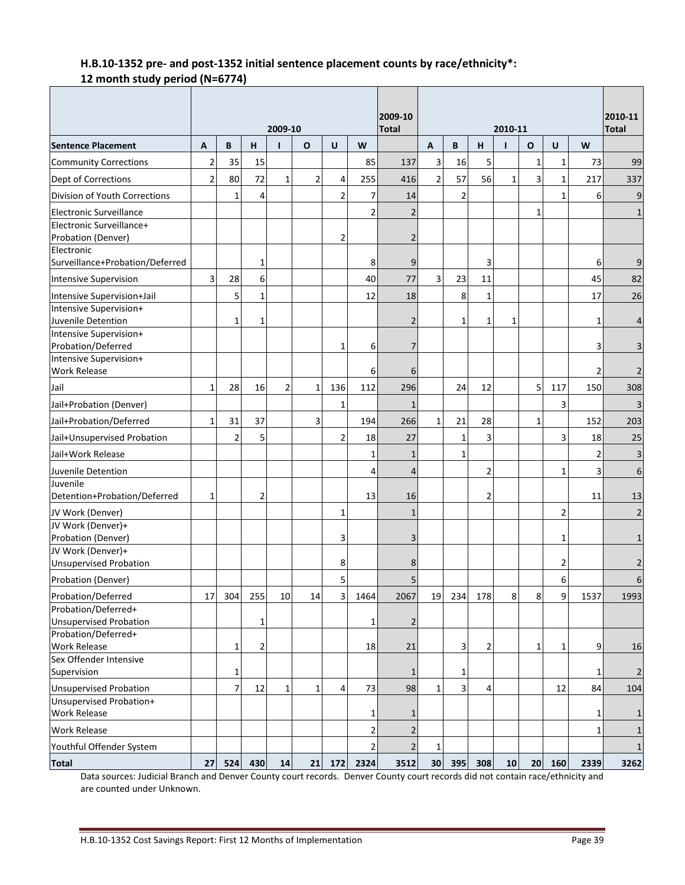**H.B.10-1352 pre- and post-1352 initial sentence placement counts by race/ethnicity*: 12 month study period (N=6774)**

| | 2009-10 | | | | | | | 2009-10 Total | 2010-11 | | | | | | | 2010-11 Total |
|---|---|---|---|---|---|---|---|---|---|---|---|---|---|---|---|---|
| **Sentence Placement** | **A** | **B** | **H** | **I** | **O** | **U** | **W** | | **A** | **B** | **H** | **I** | **O** | **U** | **W** | |
| Community Corrections | 2 | 35 | 15 | | | | 85 | 137 | 3 | 16 | 5 | | 1 | 1 | 73 | 99 |
| Dept of Corrections | 2 | 80 | 72 | 1 | 2 | 4 | 255 | 416 | 2 | 57 | 56 | 1 | 3 | 1 | 217 | 337 |
| Division of Youth Corrections | | 1 | 4 | | | 2 | 7 | 14 | | 2 | | | | 1 | 6 | 9 |
| Electronic Surveillance | | | | | | | 2 | 2 | | | | | 1 | | | 1 |
| Electronic Surveillance+ Probation (Denver) | | | | | | 2 | | 2 | | | | | | | | |
| Electronic Surveillance+Probation/Deferred | | | 1 | | | | 8 | 9 | | | 3 | | | | 6 | 9 |
| Intensive Supervision | 3 | 28 | 6 | | | | 40 | 77 | 3 | 23 | 11 | | | | 45 | 82 |
| Intensive Supervision+Jail | | 5 | 1 | | | | 12 | 18 | | 8 | 1 | | | | 17 | 26 |
| Intensive Supervision+ Juvenile Detention | | 1 | 1 | | | | | 2 | | 1 | 1 | 1 | | | 1 | 4 |
| Intensive Supervision+ Probation/Deferred | | | | | | 1 | 6 | 7 | | | | | | | 3 | 3 |
| Intensive Supervision+ Work Release | | | | | | | 6 | 6 | | | | | | | 2 | 2 |
| Jail | 1 | 28 | 16 | 2 | 1 | 136 | 112 | 296 | | 24 | 12 | | 5 | 117 | 150 | 308 |
| Jail+Probation (Denver) | | | | | | 1 | | 1 | | | | | | 3 | | 3 |
| Jail+Probation/Deferred | 1 | 31 | 37 | | 3 | | 194 | 266 | 1 | 21 | 28 | | 1 | | 152 | 203 |
| Jail+Unsupervised Probation | | 2 | 5 | | | 2 | 18 | 27 | | 1 | 3 | | | 3 | 18 | 25 |
| Jail+Work Release | | | | | | | 1 | 1 | | 1 | | | | | 2 | 3 |
| Juvenile Detention | | | | | | | 4 | 4 | | | 2 | | | 1 | 3 | 6 |
| Juvenile Detention+Probation/Deferred | 1 | | 2 | | | | 13 | 16 | | | 2 | | | | 11 | 13 |
| JV Work (Denver) | | | | | | 1 | | 1 | | | | | | 2 | | 2 |
| JV Work (Denver)+ Probation (Denver) | | | | | | 3 | | 3 | | | | | | 1 | | 1 |
| JV Work (Denver)+ Unsupervised Probation | | | | | | 8 | | 8 | | | | | | 2 | | 2 |
| Probation (Denver) | | | | | | 5 | | 5 | | | | | | 6 | | 6 |
| Probation/Deferred | 17 | 304 | 255 | 10 | 14 | 3 | 1464 | 2067 | 19 | 234 | 178 | 8 | 8 | 9 | 1537 | 1993 |
| Probation/Deferred+ Unsupervised Probation | | | 1 | | | | 1 | 2 | | | | | | | | |
| Probation/Deferred+ Work Release | | 1 | 2 | | | | 18 | 21 | | 3 | 2 | | 1 | 1 | 9 | 16 |
| Sex Offender Intensive Supervision | | 1 | | | | | | 1 | | 1 | | | | | 1 | 2 |
| Unsupervised Probation | | 7 | 12 | 1 | 1 | 4 | 73 | 98 | 1 | 3 | 4 | | | 12 | 84 | 104 |
| Unsupervised Probation+ Work Release | | | | | | | 1 | 1 | | | | | | | 1 | 1 |
| Work Release | | | | | | | 2 | 2 | | | | | | | 1 | 1 |
| Youthful Offender System | | | | | | | 2 | 2 | 1 | | | | | | | 1 |
| **Total** | **27** | **524** | **430** | **14** | **21** | **172** | **2324** | **3512** | **30** | **395** | **308** | **10** | **20** | **160** | **2339** | **3262** |

Data sources: Judicial Branch and Denver County court records. Denver County court records did not contain race/ethnicity and are counted under Unknown.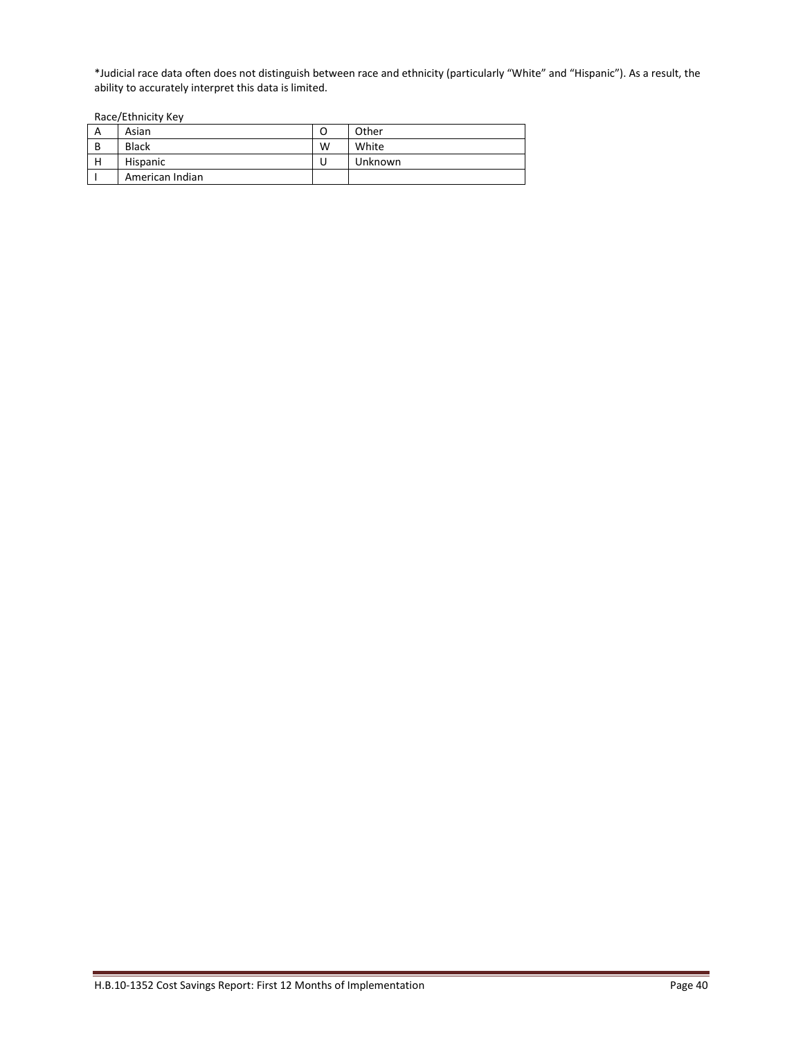*Judicial race data often does not distinguish between race and ethnicity (particularly "White" and "Hispanic"). As a result, the ability to accurately interpret this data is limited.

Race/Ethnicity Key

| | | | |
|---|---|---|---|
| A | Asian | O | Other |
| B | Black | W | White |
| H | Hispanic | U | Unknown |
| I | American Indian | | |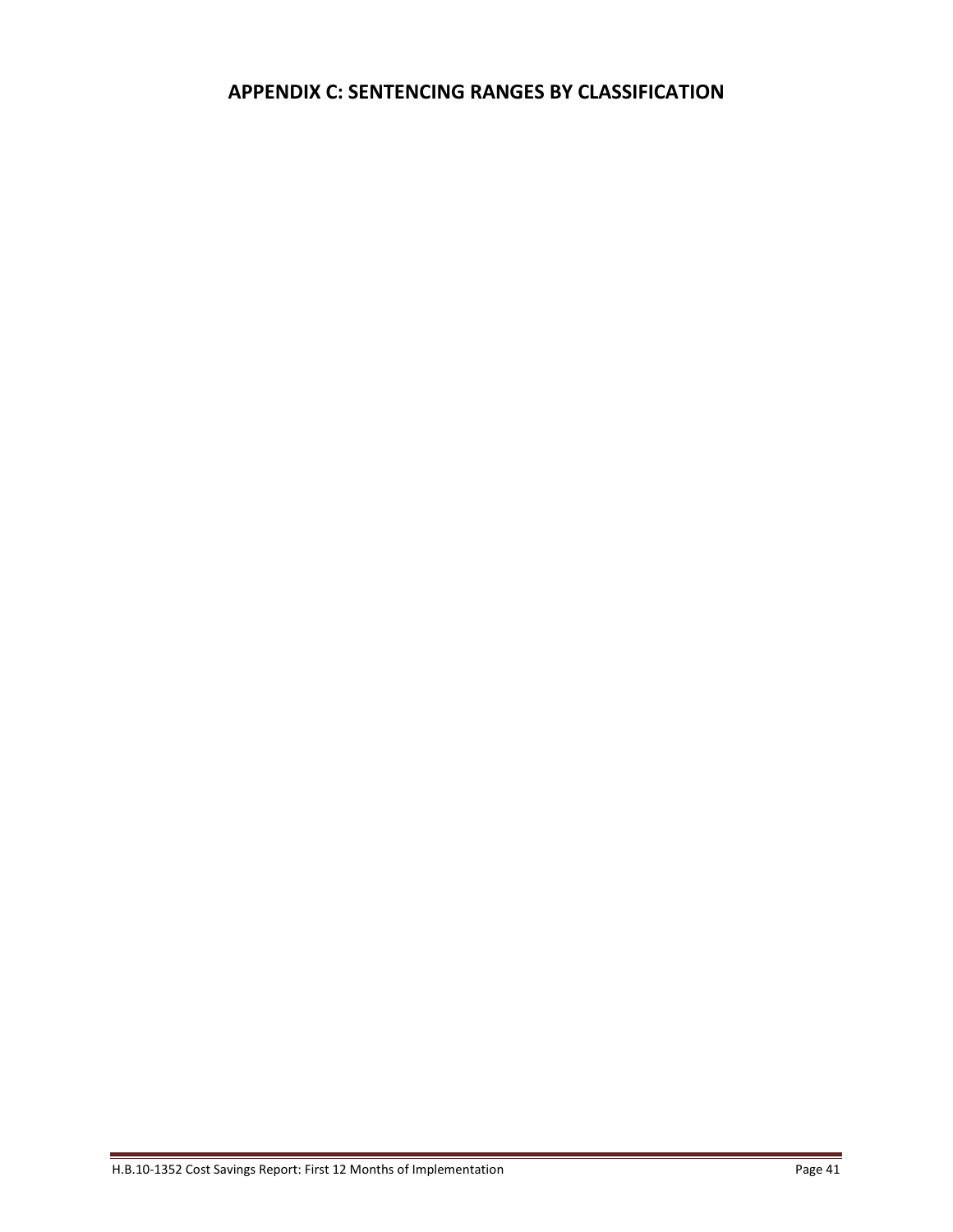# APPENDIX C: SENTENCING RANGES BY CLASSIFICATION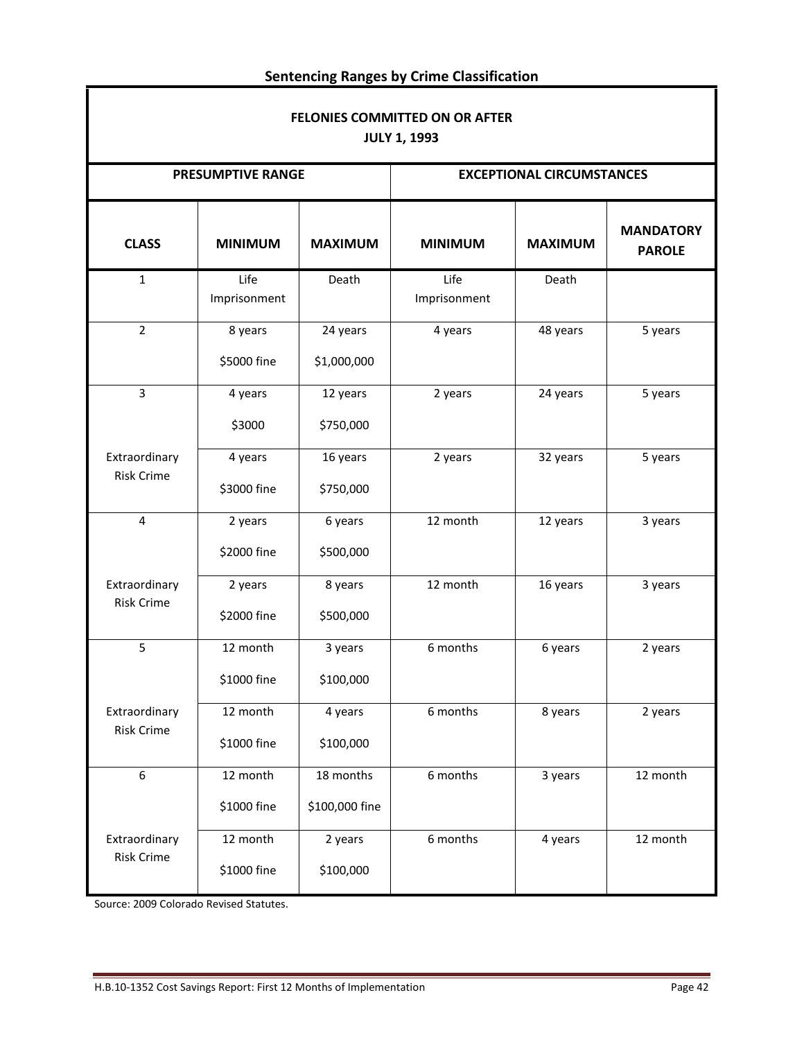## Sentencing Ranges by Crime Classification

| FELONIES COMMITTED ON OR AFTER JULY 1, 1993 | | | | | |
|---|---|---|---|---|---|
| PRESUMPTIVE RANGE | | | EXCEPTIONAL CIRCUMSTANCES | | |
| **CLASS** | **MINIMUM** | **MAXIMUM** | **MINIMUM** | **MAXIMUM** | **MANDATORY PAROLE** |
| 1 | Life Imprisonment | Death | Life Imprisonment | Death | |
| 2 | 8 years<br>$5000 fine | 24 years<br>$1,000,000 | 4 years | 48 years | 5 years |
| 3 | 4 years<br>$3000 | 12 years<br>$750,000 | 2 years | 24 years | 5 years |
| Extraordinary Risk Crime | 4 years<br>$3000 fine | 16 years<br>$750,000 | 2 years | 32 years | 5 years |
| 4 | 2 years<br>$2000 fine | 6 years<br>$500,000 | 12 month | 12 years | 3 years |
| Extraordinary Risk Crime | 2 years<br>$2000 fine | 8 years<br>$500,000 | 12 month | 16 years | 3 years |
| 5 | 12 month<br>$1000 fine | 3 years<br>$100,000 | 6 months | 6 years | 2 years |
| Extraordinary Risk Crime | 12 month<br>$1000 fine | 4 years<br>$100,000 | 6 months | 8 years | 2 years |
| 6 | 12 month<br>$1000 fine | 18 months<br>$100,000 fine | 6 months | 3 years | 12 month |
| Extraordinary Risk Crime | 12 month<br>$1000 fine | 2 years<br>$100,000 | 6 months | 4 years | 12 month |

Source: 2009 Colorado Revised Statutes.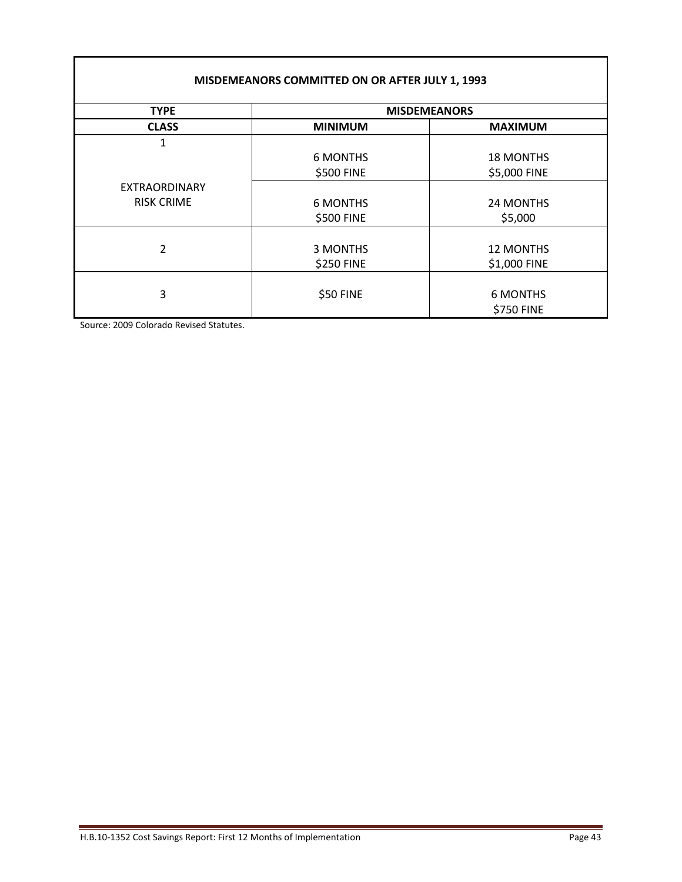| MISDEMEANORS COMMITTED ON OR AFTER JULY 1, 1993 | | |
|---|---|---|
| **TYPE** | **MISDEMEANORS** | |
| **CLASS** | **MINIMUM** | **MAXIMUM** |
| 1 | 6 MONTHS<br>$500 FINE | 18 MONTHS<br>$5,000 FINE |
| EXTRAORDINARY RISK CRIME | 6 MONTHS<br>$500 FINE | 24 MONTHS<br>$5,000 |
| 2 | 3 MONTHS<br>$250 FINE | 12 MONTHS<br>$1,000 FINE |
| 3 | $50 FINE | 6 MONTHS<br>$750 FINE |

Source: 2009 Colorado Revised Statutes.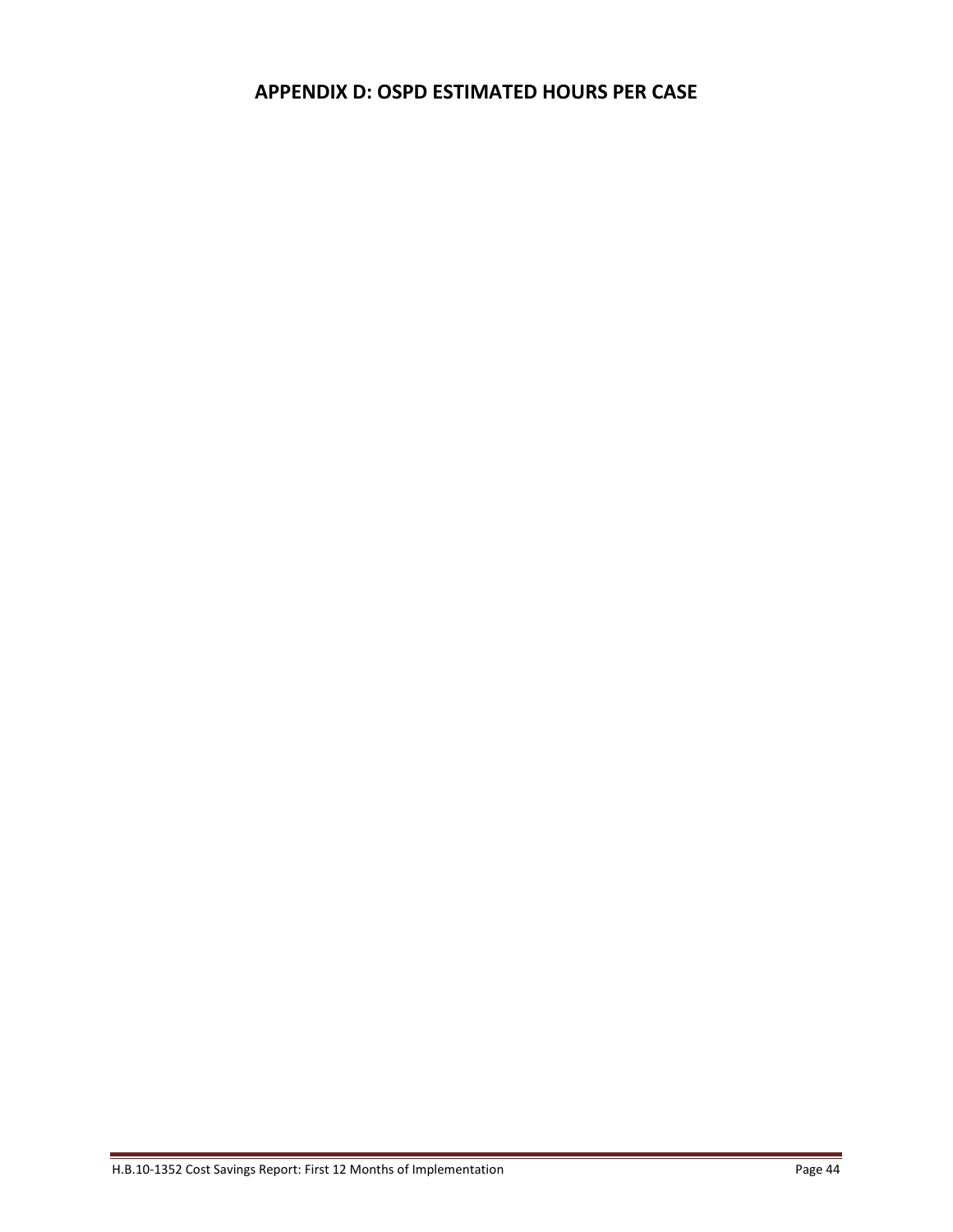# APPENDIX D: OSPD ESTIMATED HOURS PER CASE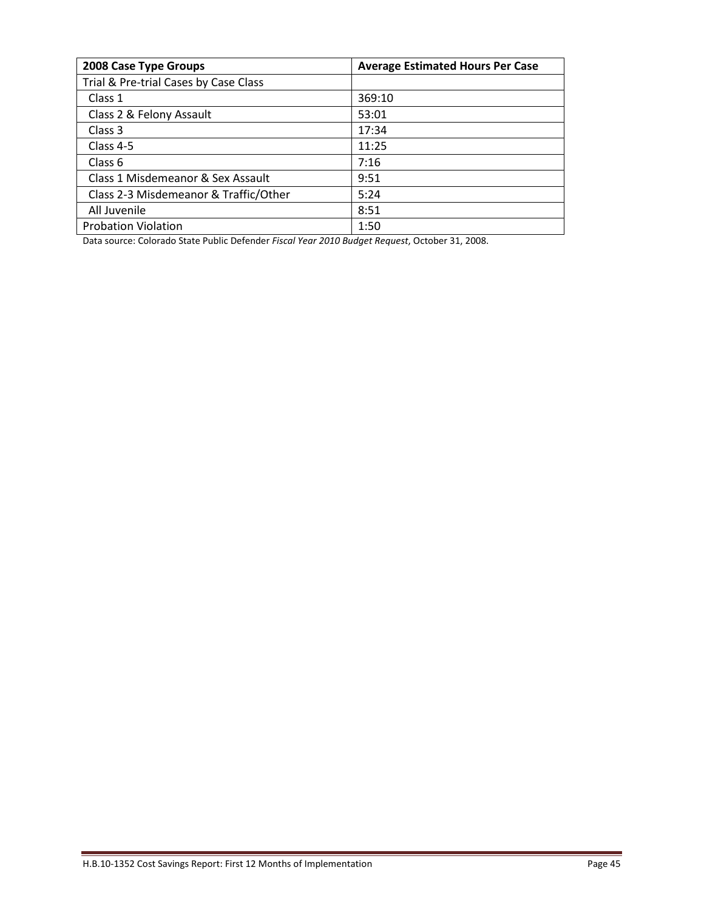| 2008 Case Type Groups | Average Estimated Hours Per Case |
|---|---|
| Trial & Pre-trial Cases by Case Class | |
| Class 1 | 369:10 |
| Class 2 & Felony Assault | 53:01 |
| Class 3 | 17:34 |
| Class 4-5 | 11:25 |
| Class 6 | 7:16 |
| Class 1 Misdemeanor & Sex Assault | 9:51 |
| Class 2-3 Misdemeanor & Traffic/Other | 5:24 |
| All Juvenile | 8:51 |
| Probation Violation | 1:50 |

Data source: Colorado State Public Defender *Fiscal Year 2010 Budget Request*, October 31, 2008.